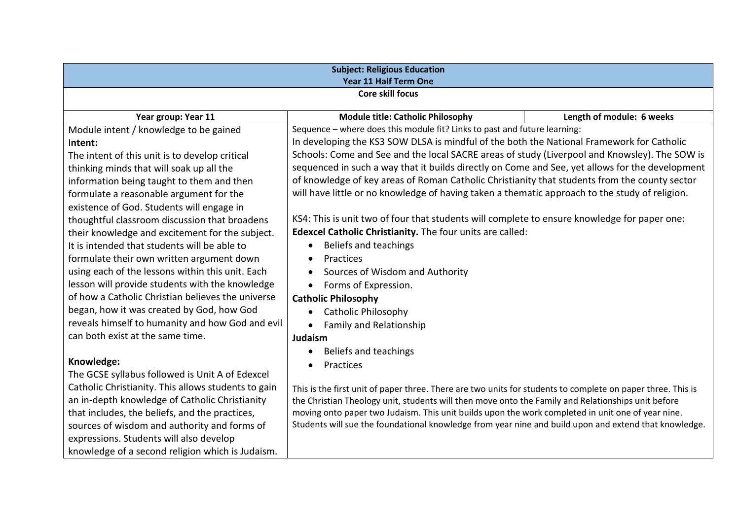| **Subject: Religious Education**<br>**Year 11 Half Term One** | | |
|---|---|---|
| **Core skill focus** | | |
| **Year group: Year 11** | **Module title: Catholic Philosophy** | **Length of module: 6 weeks** |
| Module intent / knowledge to be gained<br>**Intent:**<br>The intent of this unit is to develop critical thinking minds that will soak up all the information being taught to them and then formulate a reasonable argument for the existence of God. Students will engage in thoughtful classroom discussion that broadens their knowledge and excitement for the subject. It is intended that students will be able to formulate their own written argument down using each of the lessons within this unit. Each lesson will provide students with the knowledge of how a Catholic Christian believes the universe began, how it was created by God, how God reveals himself to humanity and how God and evil can both exist at the same time.<br><br>**Knowledge:**<br>The GCSE syllabus followed is Unit A of Edexcel Catholic Christianity. This allows students to gain an in-depth knowledge of Catholic Christianity that includes, the beliefs, and the practices, sources of wisdom and authority and forms of expressions. Students will also develop knowledge of a second religion which is Judaism. | Sequence – where does this module fit? Links to past and future learning:<br>In developing the KS3 SOW DLSA is mindful of the both the National Framework for Catholic Schools: Come and See and the local SACRE areas of study (Liverpool and Knowsley). The SOW is sequenced in such a way that it builds directly on Come and See, yet allows for the development of knowledge of key areas of Roman Catholic Christianity that students from the county sector will have little or no knowledge of having taken a thematic approach to the study of religion.<br><br>KS4: This is unit two of four that students will complete to ensure knowledge for paper one: **Edexcel Catholic Christianity.** The four units are called:<br>• Beliefs and teachings<br>• Practices<br>• Sources of Wisdom and Authority<br>• Forms of Expression.<br>**Catholic Philosophy**<br>• Catholic Philosophy<br>• Family and Relationship<br>**Judaism**<br>• Beliefs and teachings<br>• Practices<br><br>This is the first unit of paper three. There are two units for students to complete on paper three. This is the Christian Theology unit, students will then move onto the Family and Relationships unit before moving onto paper two Judaism. This unit builds upon the work completed in unit one of year nine. Students will sue the foundational knowledge from year nine and build upon and extend that knowledge. | |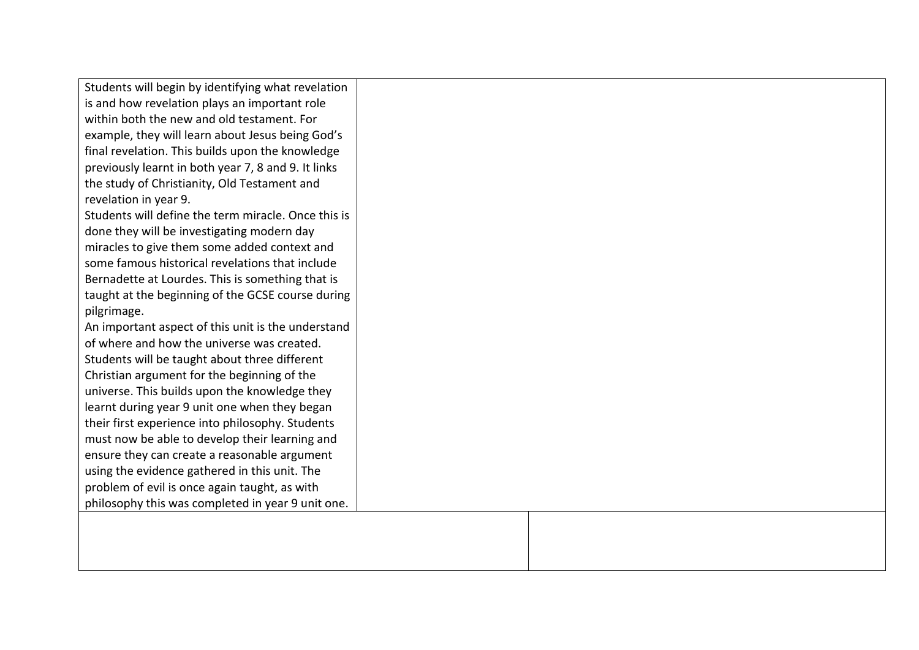| | |
|---|---|
| Students will begin by identifying what revelation is and how revelation plays an important role within both the new and old testament. For example, they will learn about Jesus being God's final revelation. This builds upon the knowledge previously learnt in both year 7, 8 and 9. It links the study of Christianity, Old Testament and revelation in year 9.<br>Students will define the term miracle. Once this is done they will be investigating modern day miracles to give them some added context and some famous historical revelations that include Bernadette at Lourdes. This is something that is taught at the beginning of the GCSE course during pilgrimage.<br>An important aspect of this unit is the understand of where and how the universe was created. Students will be taught about three different Christian argument for the beginning of the universe. This builds upon the knowledge they learnt during year 9 unit one when they began their first experience into philosophy. Students must now be able to develop their learning and ensure they can create a reasonable argument using the evidence gathered in this unit. The problem of evil is once again taught, as with philosophy this was completed in year 9 unit one. | |
| | |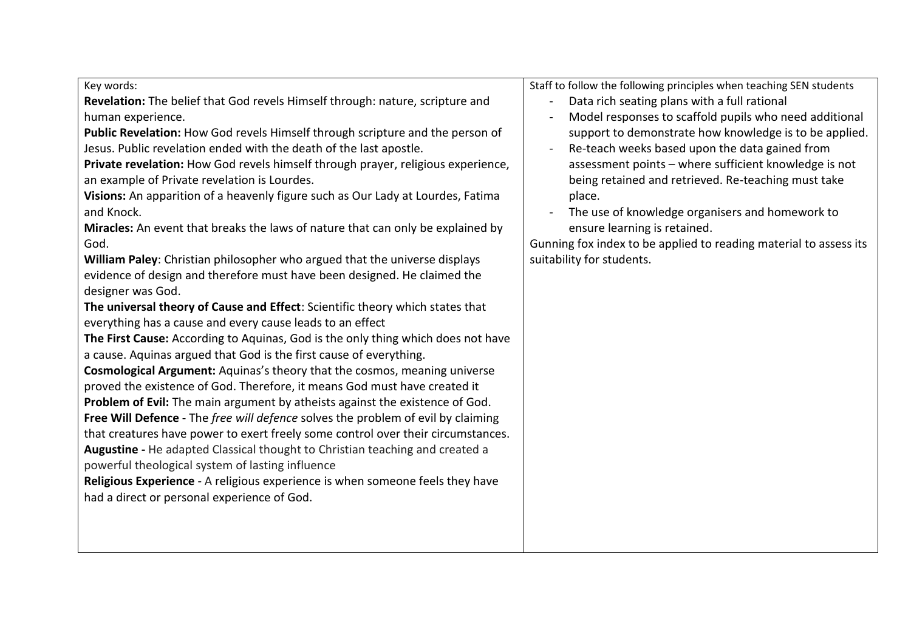| Key words: | Staff to follow the following principles when teaching SEN students |
|---|---|
| **Revelation:** The belief that God revels Himself through: nature, scripture and human experience.<br>**Public Revelation:** How God revels Himself through scripture and the person of Jesus. Public revelation ended with the death of the last apostle.<br>**Private revelation:** How God revels himself through prayer, religious experience, an example of Private revelation is Lourdes.<br>**Visions:** An apparition of a heavenly figure such as Our Lady at Lourdes, Fatima and Knock.<br>**Miracles:** An event that breaks the laws of nature that can only be explained by God.<br>**William Paley**: Christian philosopher who argued that the universe displays evidence of design and therefore must have been designed. He claimed the designer was God.<br>**The universal theory of Cause and Effect**: Scientific theory which states that everything has a cause and every cause leads to an effect<br>**The First Cause:** According to Aquinas, God is the only thing which does not have a cause. Aquinas argued that God is the first cause of everything.<br>**Cosmological Argument:** Aquinas's theory that the cosmos, meaning universe proved the existence of God. Therefore, it means God must have created it<br>**Problem of Evil:** The main argument by atheists against the existence of God.<br>**Free Will Defence** - The *free will defence* solves the problem of evil by claiming that creatures have power to exert freely some control over their circumstances.<br>**Augustine -** He adapted Classical thought to Christian teaching and created a powerful theological system of lasting influence<br>**Religious Experience** - A religious experience is when someone feels they have had a direct or personal experience of God. | - Data rich seating plans with a full rational<br>- Model responses to scaffold pupils who need additional support to demonstrate how knowledge is to be applied.<br>- Re-teach weeks based upon the data gained from assessment points – where sufficient knowledge is not being retained and retrieved. Re-teaching must take place.<br>- The use of knowledge organisers and homework to ensure learning is retained.<br>Gunning fox index to be applied to reading material to assess its suitability for students. |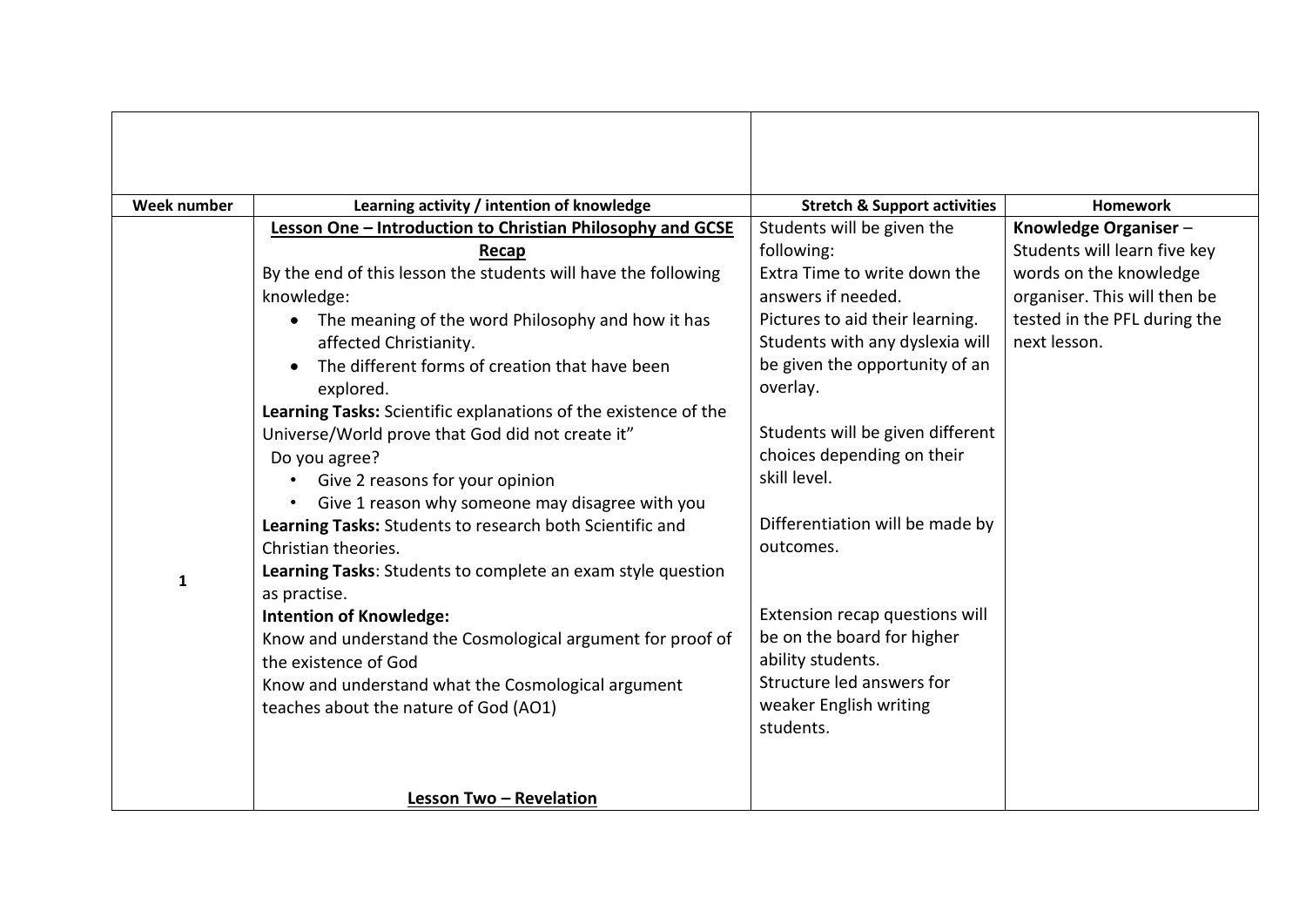| | | | |
|---|---|---|---|
| **Week number** | **Learning activity / intention of knowledge** | **Stretch & Support activities** | **Homework** |
| **1** | <u>**Lesson One – Introduction to Christian Philosophy and GCSE Recap**</u><br>By the end of this lesson the students will have the following knowledge:<br>• The meaning of the word Philosophy and how it has affected Christianity.<br>• The different forms of creation that have been explored.<br>**Learning Tasks:** Scientific explanations of the existence of the Universe/World prove that God did not create it"<br>Do you agree?<br>• Give 2 reasons for your opinion<br>• Give 1 reason why someone may disagree with you<br>**Learning Tasks:** Students to research both Scientific and Christian theories.<br>**Learning Tasks**: Students to complete an exam style question as practise.<br>**Intention of Knowledge:**<br>Know and understand the Cosmological argument for proof of the existence of God<br>Know and understand what the Cosmological argument teaches about the nature of God (AO1)<br><br><u>**Lesson Two – Revelation**</u> | Students will be given the following:<br>Extra Time to write down the answers if needed.<br>Pictures to aid their learning.<br>Students with any dyslexia will be given the opportunity of an overlay.<br><br>Students will be given different choices depending on their skill level.<br><br>Differentiation will be made by outcomes.<br><br>Extension recap questions will be on the board for higher ability students.<br>Structure led answers for weaker English writing students. | **Knowledge Organiser** – Students will learn five key words on the knowledge organiser. This will then be tested in the PFL during the next lesson. |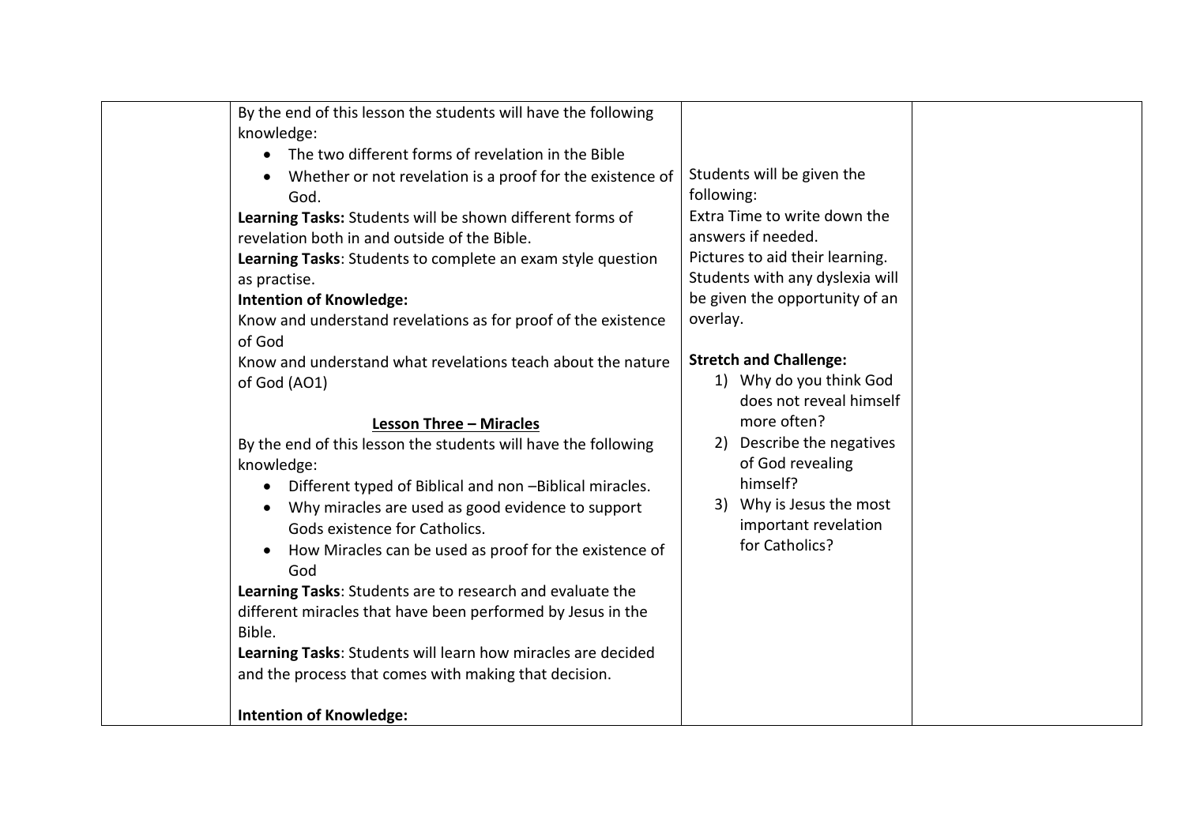| | | | |
|---|---|---|---|
| | By the end of this lesson the students will have the following knowledge:<br>• The two different forms of revelation in the Bible<br>• Whether or not revelation is a proof for the existence of God.<br>**Learning Tasks:** Students will be shown different forms of revelation both in and outside of the Bible.<br>**Learning Tasks**: Students to complete an exam style question as practise.<br>**Intention of Knowledge:**<br>Know and understand revelations as for proof of the existence of God<br>Know and understand what revelations teach about the nature of God (AO1)<br><br>**<u>Lesson Three – Miracles</u>**<br>By the end of this lesson the students will have the following knowledge:<br>• Different typed of Biblical and non –Biblical miracles.<br>• Why miracles are used as good evidence to support Gods existence for Catholics.<br>• How Miracles can be used as proof for the existence of God<br>**Learning Tasks**: Students are to research and evaluate the different miracles that have been performed by Jesus in the Bible.<br>**Learning Tasks**: Students will learn how miracles are decided and the process that comes with making that decision.<br><br>**Intention of Knowledge:** | Students will be given the following:<br>Extra Time to write down the answers if needed.<br>Pictures to aid their learning.<br>Students with any dyslexia will be given the opportunity of an overlay.<br><br>**Stretch and Challenge:**<br>1) Why do you think God does not reveal himself more often?<br>2) Describe the negatives of God revealing himself?<br>3) Why is Jesus the most important revelation for Catholics? | |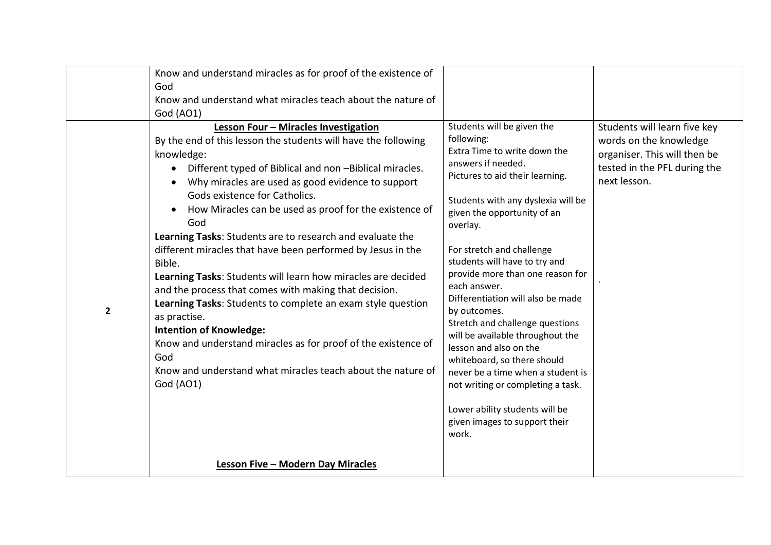| | | | |
|---|---|---|---|
| | Know and understand miracles as for proof of the existence of God<br>Know and understand what miracles teach about the nature of God (AO1) | | |
| **2** | **<u>Lesson Four – Miracles Investigation</u>**<br>By the end of this lesson the students will have the following knowledge:<br>• Different typed of Biblical and non –Biblical miracles.<br>• Why miracles are used as good evidence to support Gods existence for Catholics.<br>• How Miracles can be used as proof for the existence of God<br>**Learning Tasks**: Students are to research and evaluate the different miracles that have been performed by Jesus in the Bible.<br>**Learning Tasks**: Students will learn how miracles are decided and the process that comes with making that decision.<br>**Learning Tasks**: Students to complete an exam style question as practise.<br>**Intention of Knowledge:**<br>Know and understand miracles as for proof of the existence of God<br>Know and understand what miracles teach about the nature of God (AO1)<br><br>**<u>Lesson Five – Modern Day Miracles</u>** | Students will be given the following:<br>Extra Time to write down the answers if needed.<br>Pictures to aid their learning.<br><br>Students with any dyslexia will be given the opportunity of an overlay.<br><br>For stretch and challenge students will have to try and provide more than one reason for each answer.<br>Differentiation will also be made by outcomes.<br>Stretch and challenge questions will be available throughout the lesson and also on the whiteboard, so there should never be a time when a student is not writing or completing a task.<br><br>Lower ability students will be given images to support their work. | Students will learn five key words on the knowledge organiser. This will then be tested in the PFL during the next lesson.<br><br>. |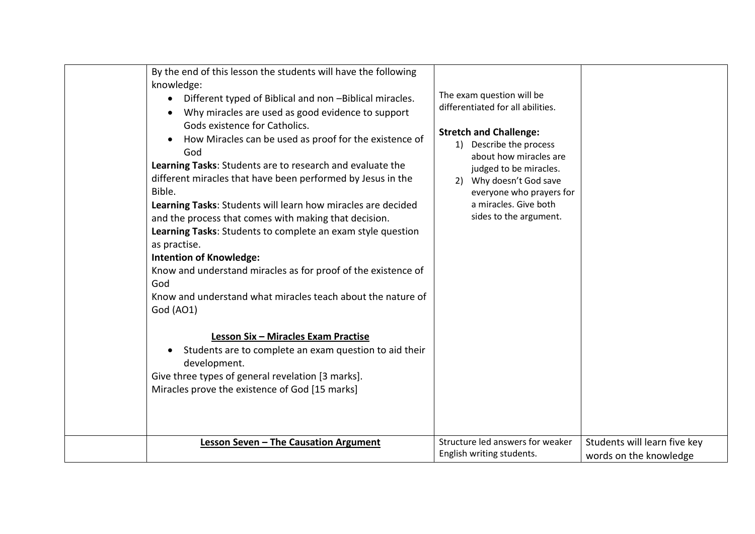| | | | |
|---|---|---|---|
| | By the end of this lesson the students will have the following knowledge:<br>• Different typed of Biblical and non –Biblical miracles.<br>• Why miracles are used as good evidence to support Gods existence for Catholics.<br>• How Miracles can be used as proof for the existence of God<br>**Learning Tasks**: Students are to research and evaluate the different miracles that have been performed by Jesus in the Bible.<br>**Learning Tasks**: Students will learn how miracles are decided and the process that comes with making that decision.<br>**Learning Tasks**: Students to complete an exam style question as practise.<br>**Intention of Knowledge:**<br>Know and understand miracles as for proof of the existence of God<br>Know and understand what miracles teach about the nature of God (AO1)<br><br>**<u>Lesson Six – Miracles Exam Practise</u>**<br>• Students are to complete an exam question to aid their development.<br>Give three types of general revelation [3 marks].<br>Miracles prove the existence of God [15 marks] | The exam question will be differentiated for all abilities.<br><br>**Stretch and Challenge:**<br>1) Describe the process about how miracles are judged to be miracles.<br>2) Why doesn't God save everyone who prayers for a miracles. Give both sides to the argument. | |
| | **<u>Lesson Seven – The Causation Argument</u>** | Structure led answers for weaker English writing students. | Students will learn five key words on the knowledge |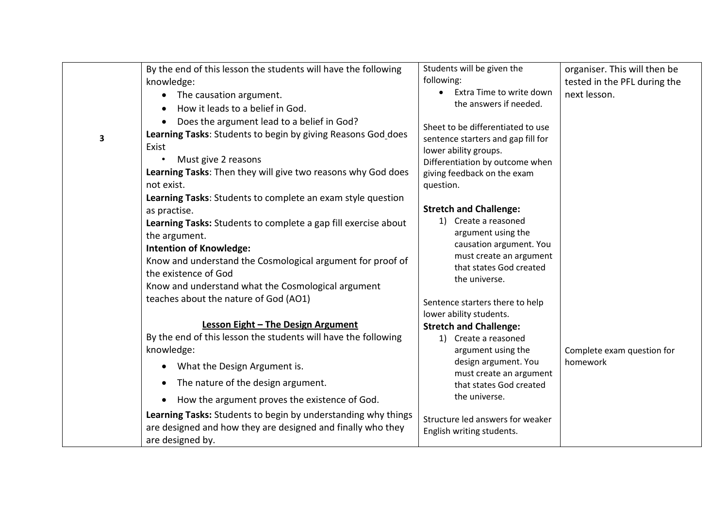|  |  |  |  |
|---|---|---|---|
| 3 | By the end of this lesson the students will have the following knowledge:<br>• The causation argument.<br>• How it leads to a belief in God.<br>• Does the argument lead to a belief in God?<br>**Learning Tasks**: Students to begin by giving Reasons God does Exist<br>• Must give 2 reasons<br>**Learning Tasks**: Then they will give two reasons why God does not exist.<br>**Learning Tasks**: Students to complete an exam style question as practise.<br>**Learning Tasks:** Students to complete a gap fill exercise about the argument.<br>**Intention of Knowledge:**<br>Know and understand the Cosmological argument for proof of the existence of God<br>Know and understand what the Cosmological argument teaches about the nature of God (AO1)<br><br>**<u>Lesson Eight – The Design Argument</u>**<br>By the end of this lesson the students will have the following knowledge:<br>• What the Design Argument is.<br>• The nature of the design argument.<br>• How the argument proves the existence of God.<br>**Learning Tasks:** Students to begin by understanding why things are designed and how they are designed and finally who they are designed by. | Students will be given the following:<br>• Extra Time to write down the answers if needed.<br><br>Sheet to be differentiated to use sentence starters and gap fill for lower ability groups.<br>Differentiation by outcome when giving feedback on the exam question.<br><br>**Stretch and Challenge:**<br>1) Create a reasoned argument using the causation argument. You must create an argument that states God created the universe.<br><br>Sentence starters there to help lower ability students.<br>**Stretch and Challenge:**<br>1) Create a reasoned argument using the design argument. You must create an argument that states God created the universe.<br><br>Structure led answers for weaker English writing students. | organiser. This will then be tested in the PFL during the next lesson.<br><br>Complete exam question for homework |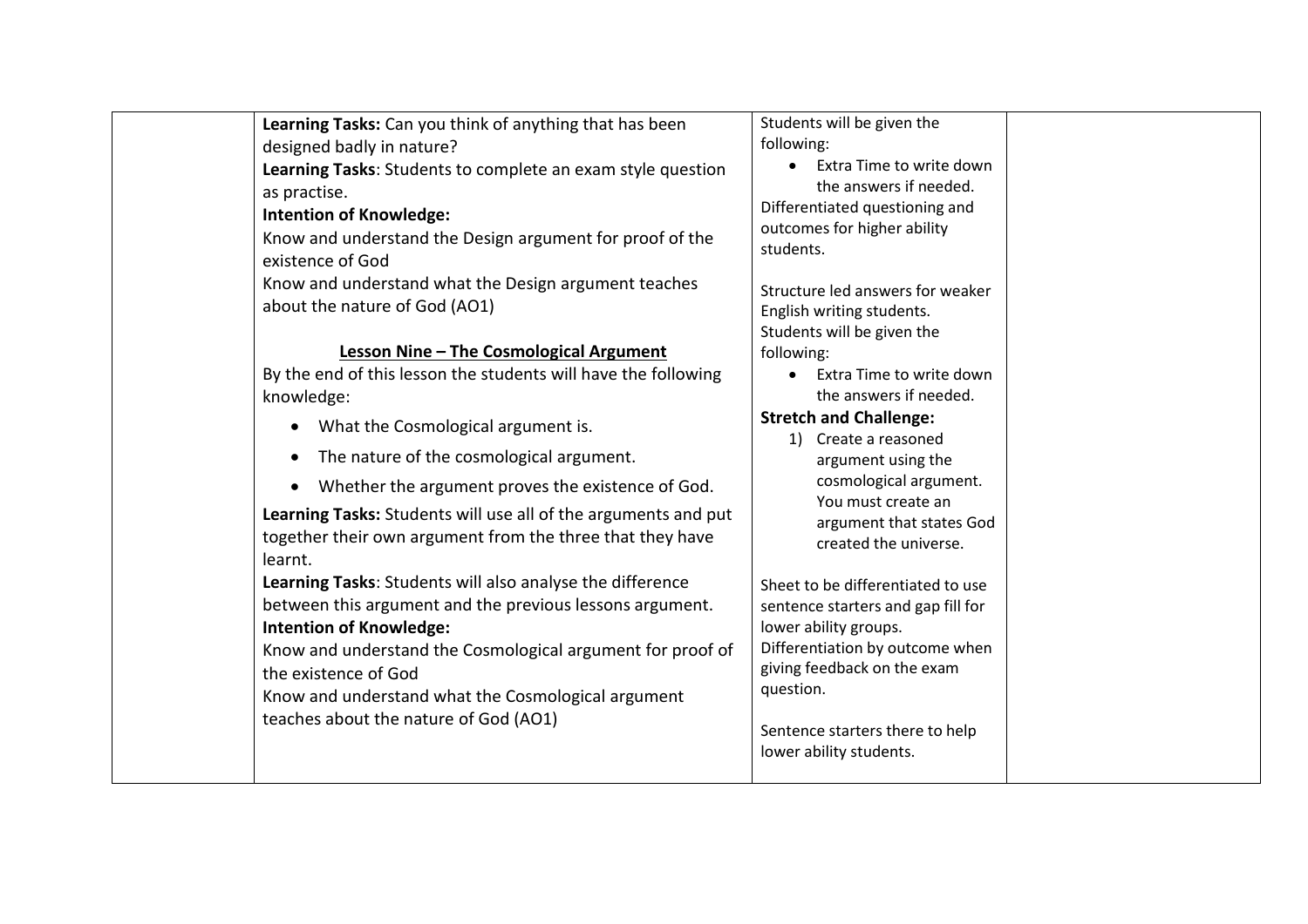| | | | |
|---|---|---|---|
| | **Learning Tasks:** Can you think of anything that has been designed badly in nature?<br>**Learning Tasks**: Students to complete an exam style question as practise.<br>**Intention of Knowledge:**<br>Know and understand the Design argument for proof of the existence of God<br>Know and understand what the Design argument teaches about the nature of God (AO1)<br><br>**<u>Lesson Nine – The Cosmological Argument</u>**<br>By the end of this lesson the students will have the following knowledge:<br>• What the Cosmological argument is.<br>• The nature of the cosmological argument.<br>• Whether the argument proves the existence of God.<br>**Learning Tasks:** Students will use all of the arguments and put together their own argument from the three that they have learnt.<br>**Learning Tasks**: Students will also analyse the difference between this argument and the previous lessons argument.<br>**Intention of Knowledge:**<br>Know and understand the Cosmological argument for proof of the existence of God<br>Know and understand what the Cosmological argument teaches about the nature of God (AO1) | Students will be given the following:<br>• Extra Time to write down the answers if needed.<br>Differentiated questioning and outcomes for higher ability students.<br><br>Structure led answers for weaker English writing students.<br>Students will be given the following:<br>• Extra Time to write down the answers if needed.<br>**Stretch and Challenge:**<br>1) Create a reasoned argument using the cosmological argument. You must create an argument that states God created the universe.<br><br>Sheet to be differentiated to use sentence starters and gap fill for lower ability groups.<br>Differentiation by outcome when giving feedback on the exam question.<br><br>Sentence starters there to help lower ability students. | |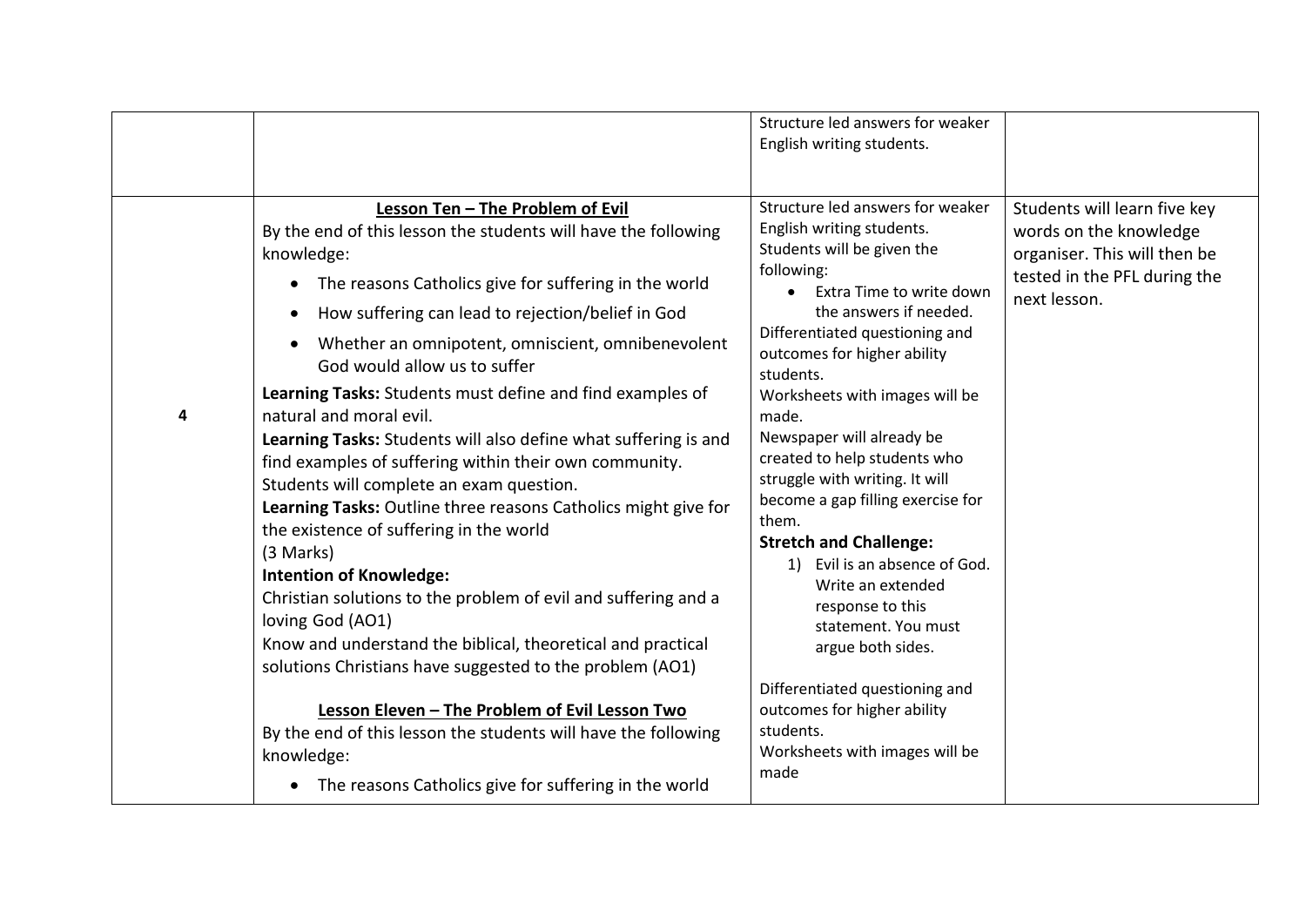| | | | |
|---|---|---|---|
| | | Structure led answers for weaker English writing students. | |
| 4 | **Lesson Ten – The Problem of Evil**<br>By the end of this lesson the students will have the following knowledge:<br>• The reasons Catholics give for suffering in the world<br>• How suffering can lead to rejection/belief in God<br>• Whether an omnipotent, omniscient, omnibenevolent God would allow us to suffer<br>**Learning Tasks:** Students must define and find examples of natural and moral evil.<br>**Learning Tasks:** Students will also define what suffering is and find examples of suffering within their own community. Students will complete an exam question.<br>**Learning Tasks:** Outline three reasons Catholics might give for the existence of suffering in the world<br>(3 Marks)<br>**Intention of Knowledge:**<br>Christian solutions to the problem of evil and suffering and a loving God (AO1)<br>Know and understand the biblical, theoretical and practical solutions Christians have suggested to the problem (AO1)<br><br>**Lesson Eleven – The Problem of Evil Lesson Two**<br>By the end of this lesson the students will have the following knowledge:<br>• The reasons Catholics give for suffering in the world | Structure led answers for weaker English writing students.<br>Students will be given the following:<br>• Extra Time to write down the answers if needed.<br>Differentiated questioning and outcomes for higher ability students.<br>Worksheets with images will be made.<br>Newspaper will already be created to help students who struggle with writing. It will become a gap filling exercise for them.<br>**Stretch and Challenge:**<br>1) Evil is an absence of God. Write an extended response to this statement. You must argue both sides.<br><br>Differentiated questioning and outcomes for higher ability students.<br>Worksheets with images will be made | Students will learn five key words on the knowledge organiser. This will then be tested in the PFL during the next lesson. |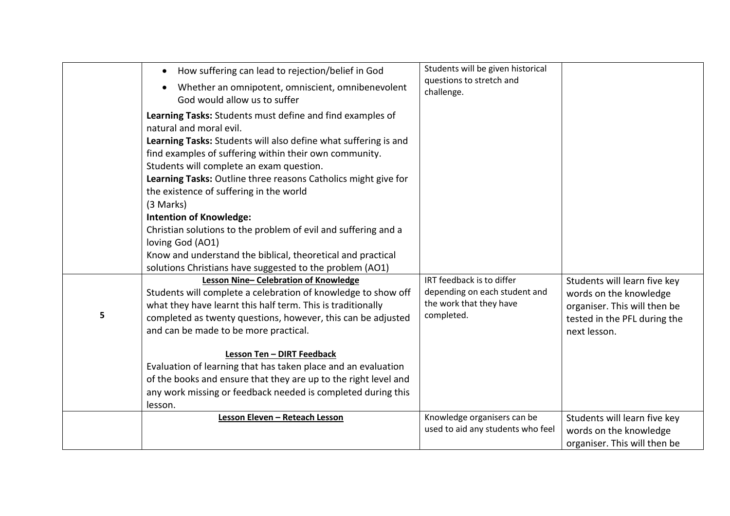| | | | |
|---|---|---|---|
| | • How suffering can lead to rejection/belief in God<br>• Whether an omnipotent, omniscient, omnibenevolent God would allow us to suffer<br>**Learning Tasks:** Students must define and find examples of natural and moral evil.<br>**Learning Tasks:** Students will also define what suffering is and find examples of suffering within their own community.<br>Students will complete an exam question.<br>**Learning Tasks:** Outline three reasons Catholics might give for the existence of suffering in the world<br>(3 Marks)<br>**Intention of Knowledge:**<br>Christian solutions to the problem of evil and suffering and a loving God (AO1)<br>Know and understand the biblical, theoretical and practical solutions Christians have suggested to the problem (AO1) | Students will be given historical questions to stretch and challenge. | |
| 5 | **Lesson Nine– Celebration of Knowledge**<br>Students will complete a celebration of knowledge to show off what they have learnt this half term. This is traditionally completed as twenty questions, however, this can be adjusted and can be made to be more practical.<br><br>**Lesson Ten – DIRT Feedback**<br>Evaluation of learning that has taken place and an evaluation of the books and ensure that they are up to the right level and any work missing or feedback needed is completed during this lesson. | IRT feedback is to differ depending on each student and the work that they have completed. | Students will learn five key words on the knowledge organiser. This will then be tested in the PFL during the next lesson. |
| | **Lesson Eleven – Reteach Lesson** | Knowledge organisers can be used to aid any students who feel | Students will learn five key words on the knowledge organiser. This will then be |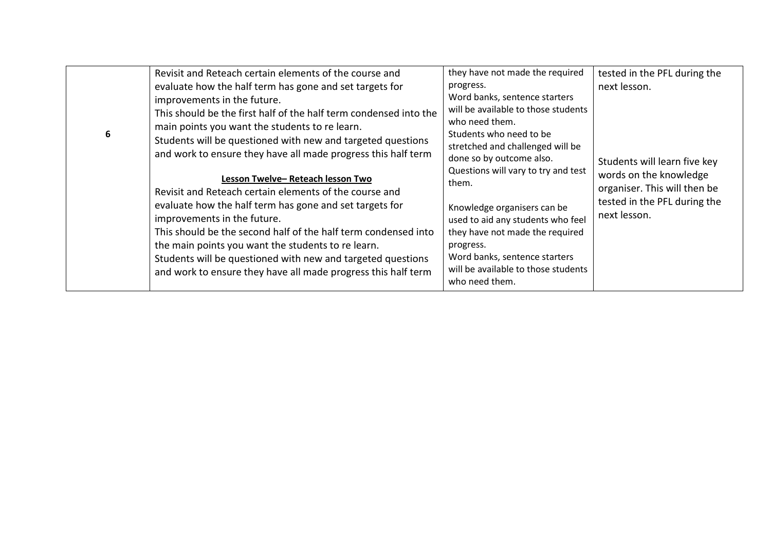| | | | |
|---|---|---|---|
| 6 | Revisit and Reteach certain elements of the course and evaluate how the half term has gone and set targets for improvements in the future.<br>This should be the first half of the half term condensed into the main points you want the students to re learn.<br>Students will be questioned with new and targeted questions and work to ensure they have all made progress this half term<br><br>**Lesson Twelve– Reteach lesson Two**<br>Revisit and Reteach certain elements of the course and evaluate how the half term has gone and set targets for improvements in the future.<br>This should be the second half of the half term condensed into the main points you want the students to re learn.<br>Students will be questioned with new and targeted questions and work to ensure they have all made progress this half term | they have not made the required progress.<br>Word banks, sentence starters will be available to those students who need them.<br>Students who need to be stretched and challenged will be done so by outcome also.<br>Questions will vary to try and test them.<br><br>Knowledge organisers can be used to aid any students who feel they have not made the required progress.<br>Word banks, sentence starters will be available to those students who need them. | tested in the PFL during the next lesson.<br><br>Students will learn five key words on the knowledge organiser. This will then be tested in the PFL during the next lesson. |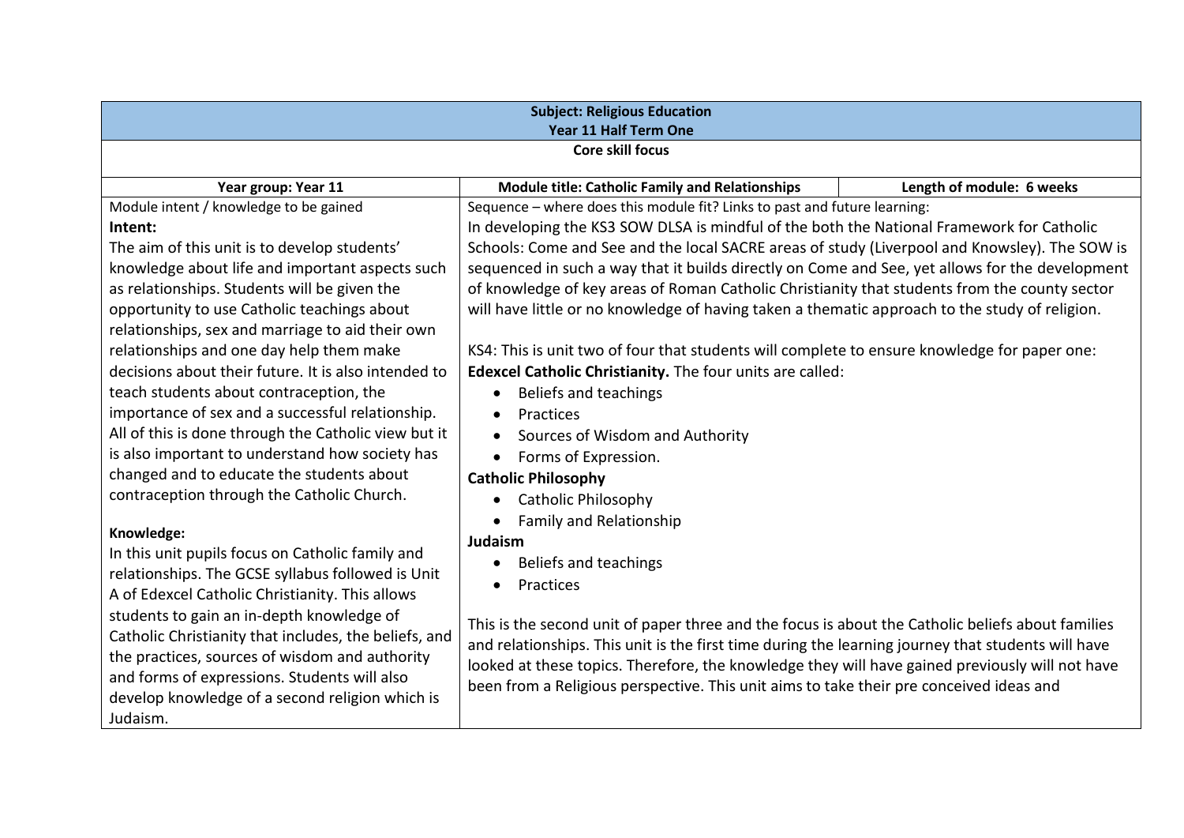| Subject: Religious Education<br>Year 11 Half Term One | | |
|---|---|---|
| **Core skill focus** | | |
| **Year group: Year 11** | **Module title: Catholic Family and Relationships** | **Length of module: 6 weeks** |
| Module intent / knowledge to be gained<br>**Intent:**<br>The aim of this unit is to develop students' knowledge about life and important aspects such as relationships. Students will be given the opportunity to use Catholic teachings about relationships, sex and marriage to aid their own relationships and one day help them make decisions about their future. It is also intended to teach students about contraception, the importance of sex and a successful relationship. All of this is done through the Catholic view but it is also important to understand how society has changed and to educate the students about contraception through the Catholic Church.<br><br>**Knowledge:**<br>In this unit pupils focus on Catholic family and relationships. The GCSE syllabus followed is Unit A of Edexcel Catholic Christianity. This allows students to gain an in-depth knowledge of Catholic Christianity that includes, the beliefs, and the practices, sources of wisdom and authority and forms of expressions. Students will also develop knowledge of a second religion which is Judaism. | Sequence – where does this module fit? Links to past and future learning:<br>In developing the KS3 SOW DLSA is mindful of the both the National Framework for Catholic Schools: Come and See and the local SACRE areas of study (Liverpool and Knowsley). The SOW is sequenced in such a way that it builds directly on Come and See, yet allows for the development of knowledge of key areas of Roman Catholic Christianity that students from the county sector will have little or no knowledge of having taken a thematic approach to the study of religion.<br><br>KS4: This is unit two of four that students will complete to ensure knowledge for paper one: **Edexcel Catholic Christianity.** The four units are called:<br>• Beliefs and teachings<br>• Practices<br>• Sources of Wisdom and Authority<br>• Forms of Expression.<br>**Catholic Philosophy**<br>• Catholic Philosophy<br>• Family and Relationship<br>**Judaism**<br>• Beliefs and teachings<br>• Practices<br><br>This is the second unit of paper three and the focus is about the Catholic beliefs about families and relationships. This unit is the first time during the learning journey that students will have looked at these topics. Therefore, the knowledge they will have gained previously will not have been from a Religious perspective. This unit aims to take their pre conceived ideas and | |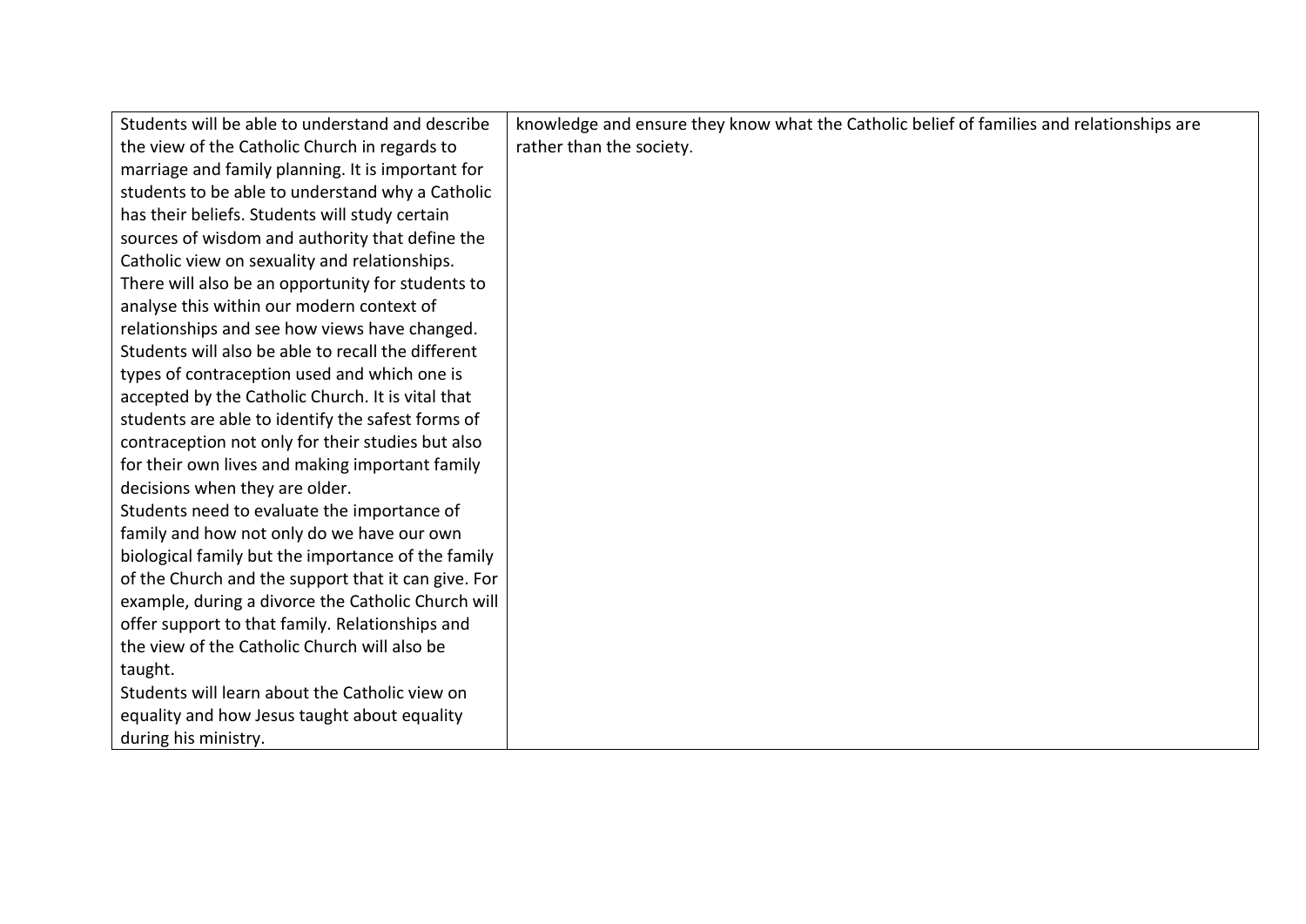| | |
|---|---|
| Students will be able to understand and describe the view of the Catholic Church in regards to marriage and family planning. It is important for students to be able to understand why a Catholic has their beliefs. Students will study certain sources of wisdom and authority that define the Catholic view on sexuality and relationships. There will also be an opportunity for students to analyse this within our modern context of relationships and see how views have changed. Students will also be able to recall the different types of contraception used and which one is accepted by the Catholic Church. It is vital that students are able to identify the safest forms of contraception not only for their studies but also for their own lives and making important family decisions when they are older.<br>Students need to evaluate the importance of family and how not only do we have our own biological family but the importance of the family of the Church and the support that it can give. For example, during a divorce the Catholic Church will offer support to that family. Relationships and the view of the Catholic Church will also be taught.<br>Students will learn about the Catholic view on equality and how Jesus taught about equality during his ministry. | knowledge and ensure they know what the Catholic belief of families and relationships are rather than the society. |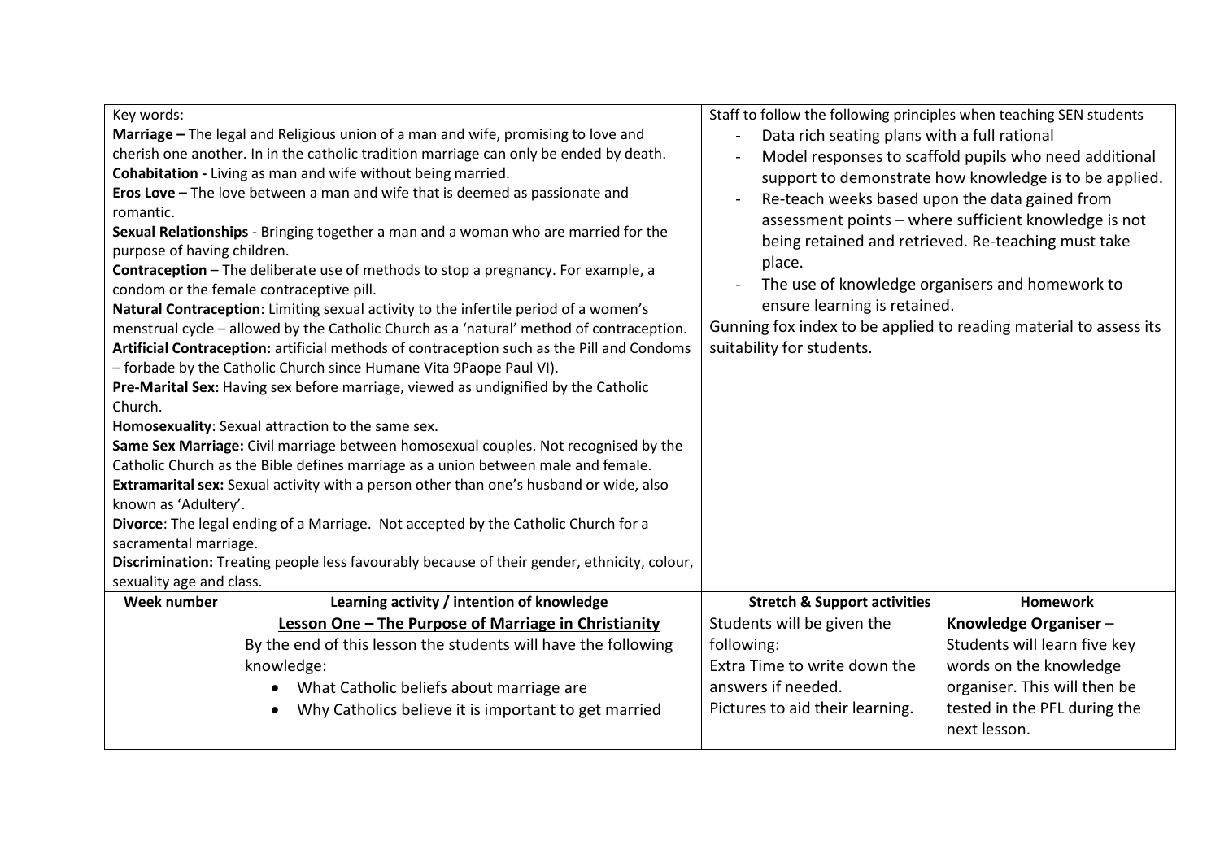| Key words: **Marriage –** The legal and Religious union of a man and wife, promising to love and cherish one another. In in the catholic tradition marriage can only be ended by death. **Cohabitation -** Living as man and wife without being married. **Eros Love –** The love between a man and wife that is deemed as passionate and romantic. **Sexual Relationships** - Bringing together a man and a woman who are married for the purpose of having children. **Contraception** – The deliberate use of methods to stop a pregnancy. For example, a condom or the female contraceptive pill. **Natural Contraception**: Limiting sexual activity to the infertile period of a women's menstrual cycle – allowed by the Catholic Church as a 'natural' method of contraception. **Artificial Contraception:** artificial methods of contraception such as the Pill and Condoms – forbade by the Catholic Church since Humane Vita 9Paope Paul VI). **Pre-Marital Sex:** Having sex before marriage, viewed as undignified by the Catholic Church. **Homosexuality**: Sexual attraction to the same sex. **Same Sex Marriage:** Civil marriage between homosexual couples. Not recognised by the Catholic Church as the Bible defines marriage as a union between male and female. **Extramarital sex:** Sexual activity with a person other than one's husband or wide, also known as 'Adultery'. **Divorce**: The legal ending of a Marriage. Not accepted by the Catholic Church for a sacramental marriage. **Discrimination:** Treating people less favourably because of their gender, ethnicity, colour, sexuality age and class. | | Staff to follow the following principles when teaching SEN students<br>- Data rich seating plans with a full rational<br>- Model responses to scaffold pupils who need additional support to demonstrate how knowledge is to be applied.<br>- Re-teach weeks based upon the data gained from assessment points – where sufficient knowledge is not being retained and retrieved. Re-teaching must take place.<br>- The use of knowledge organisers and homework to ensure learning is retained.<br>Gunning fox index to be applied to reading material to assess its suitability for students. | |
|---|---|---|---|
| **Week number** | **Learning activity / intention of knowledge** | **Stretch & Support activities** | **Homework** |
| | <u>**Lesson One – The Purpose of Marriage in Christianity**</u><br>By the end of this lesson the students will have the following knowledge:<br>• What Catholic beliefs about marriage are<br>• Why Catholics believe it is important to get married | Students will be given the following:<br>Extra Time to write down the answers if needed.<br>Pictures to aid their learning. | **Knowledge Organiser** – Students will learn five key words on the knowledge organiser. This will then be tested in the PFL during the next lesson. |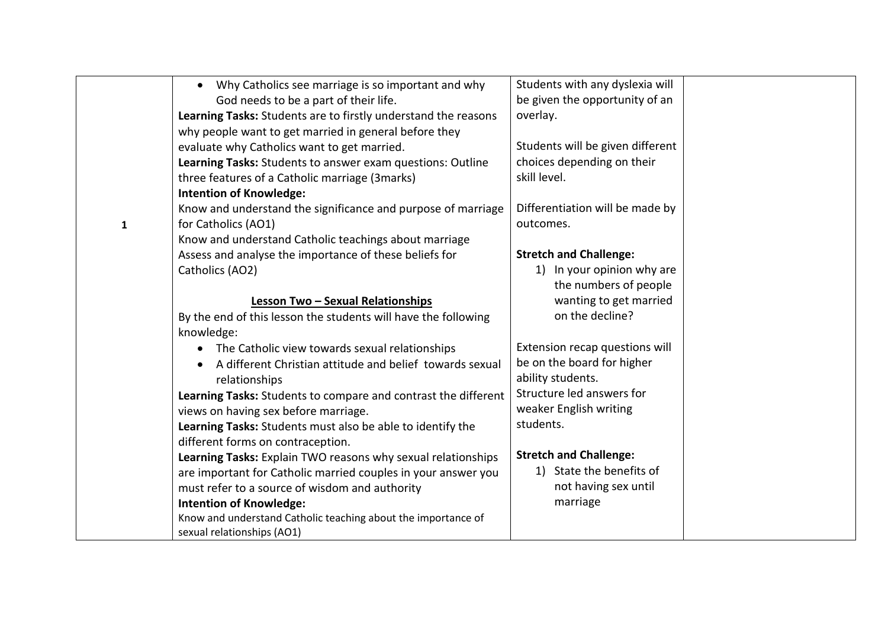| | | | |
|---|---|---|---|
| 1 | • Why Catholics see marriage is so important and why God needs to be a part of their life.<br>**Learning Tasks:** Students are to firstly understand the reasons why people want to get married in general before they evaluate why Catholics want to get married.<br>**Learning Tasks:** Students to answer exam questions: Outline three features of a Catholic marriage (3marks)<br>**Intention of Knowledge:**<br>Know and understand the significance and purpose of marriage for Catholics (AO1)<br>Know and understand Catholic teachings about marriage<br>Assess and analyse the importance of these beliefs for Catholics (AO2)<br><br>**<u>Lesson Two – Sexual Relationships</u>**<br>By the end of this lesson the students will have the following knowledge:<br>• The Catholic view towards sexual relationships<br>• A different Christian attitude and belief towards sexual relationships<br>**Learning Tasks:** Students to compare and contrast the different views on having sex before marriage.<br>**Learning Tasks:** Students must also be able to identify the different forms on contraception.<br>**Learning Tasks:** Explain TWO reasons why sexual relationships are important for Catholic married couples in your answer you must refer to a source of wisdom and authority<br>**Intention of Knowledge:**<br>Know and understand Catholic teaching about the importance of sexual relationships (AO1) | Students with any dyslexia will be given the opportunity of an overlay.<br><br>Students will be given different choices depending on their skill level.<br><br>Differentiation will be made by outcomes.<br><br>**Stretch and Challenge:**<br>1) In your opinion why are the numbers of people wanting to get married on the decline?<br><br>Extension recap questions will be on the board for higher ability students.<br>Structure led answers for weaker English writing students.<br><br>**Stretch and Challenge:**<br>1) State the benefits of not having sex until marriage | |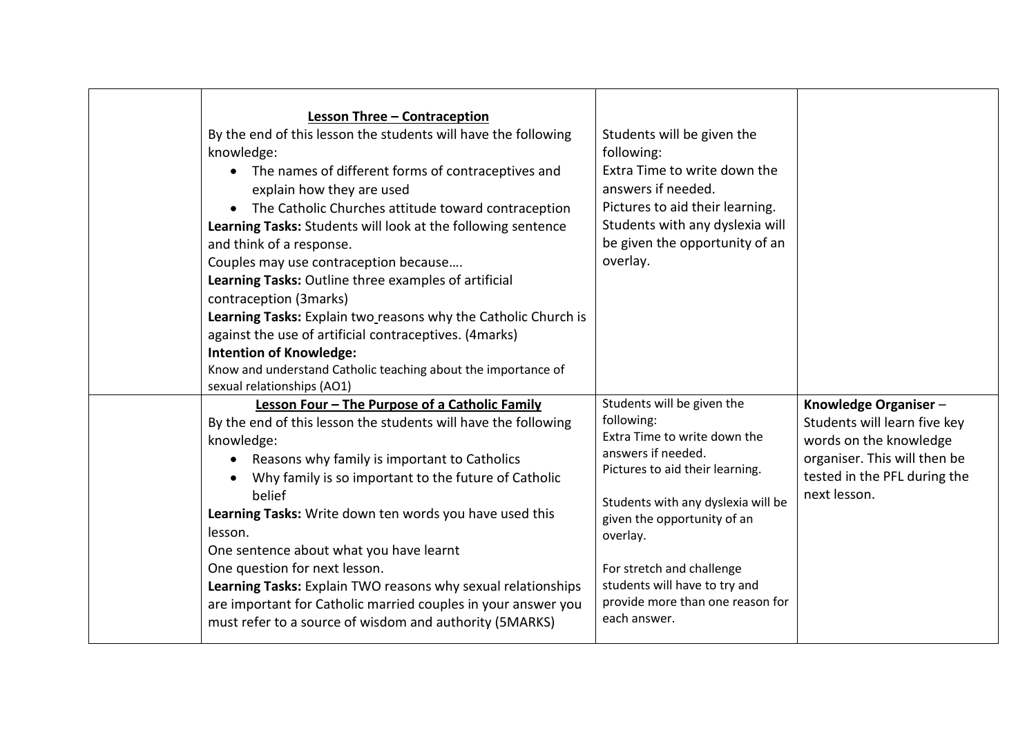| | | | |
|---|---|---|---|
| | **Lesson Three – Contraception**<br>By the end of this lesson the students will have the following knowledge:<br>• The names of different forms of contraceptives and explain how they are used<br>• The Catholic Churches attitude toward contraception<br>**Learning Tasks:** Students will look at the following sentence and think of a response.<br>Couples may use contraception because….<br>**Learning Tasks:** Outline three examples of artificial contraception (3marks)<br>**Learning Tasks:** Explain two reasons why the Catholic Church is against the use of artificial contraceptives. (4marks)<br>**Intention of Knowledge:**<br>Know and understand Catholic teaching about the importance of sexual relationships (AO1) | Students will be given the following:<br>Extra Time to write down the answers if needed.<br>Pictures to aid their learning.<br>Students with any dyslexia will be given the opportunity of an overlay. | |
| | **Lesson Four – The Purpose of a Catholic Family**<br>By the end of this lesson the students will have the following knowledge:<br>• Reasons why family is important to Catholics<br>• Why family is so important to the future of Catholic belief<br>**Learning Tasks:** Write down ten words you have used this lesson.<br>One sentence about what you have learnt<br>One question for next lesson.<br>**Learning Tasks:** Explain TWO reasons why sexual relationships are important for Catholic married couples in your answer you must refer to a source of wisdom and authority (5MARKS) | Students will be given the following:<br>Extra Time to write down the answers if needed.<br>Pictures to aid their learning.<br><br>Students with any dyslexia will be given the opportunity of an overlay.<br><br>For stretch and challenge students will have to try and provide more than one reason for each answer. | **Knowledge Organiser** – Students will learn five key words on the knowledge organiser. This will then be tested in the PFL during the next lesson. |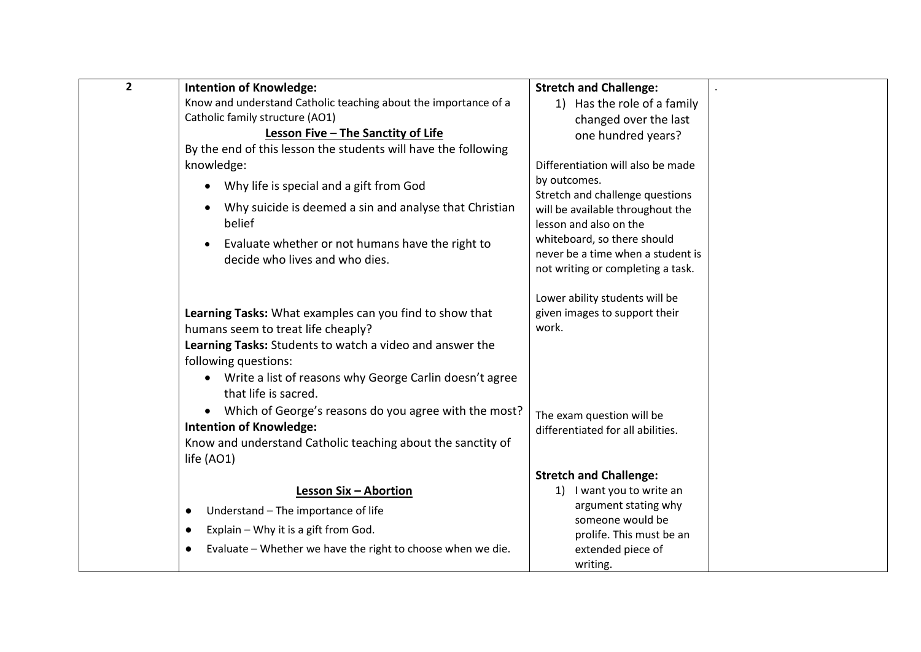| 2 | **Intention of Knowledge:**<br>Know and understand Catholic teaching about the importance of a Catholic family structure (AO1)<br>**<u>Lesson Five – The Sanctity of Life</u>**<br>By the end of this lesson the students will have the following knowledge:<br>• Why life is special and a gift from God<br>• Why suicide is deemed a sin and analyse that Christian belief<br>• Evaluate whether or not humans have the right to decide who lives and who dies.<br><br>**Learning Tasks:** What examples can you find to show that humans seem to treat life cheaply?<br>**Learning Tasks:** Students to watch a video and answer the following questions:<br>• Write a list of reasons why George Carlin doesn't agree that life is sacred.<br>• Which of George's reasons do you agree with the most?<br>**Intention of Knowledge:**<br>Know and understand Catholic teaching about the sanctity of life (AO1)<br><br>**<u>Lesson Six – Abortion</u>**<br>• Understand – The importance of life<br>• Explain – Why it is a gift from God.<br>• Evaluate – Whether we have the right to choose when we die. | **Stretch and Challenge:**<br>1) Has the role of a family changed over the last one hundred years?<br><br>Differentiation will also be made by outcomes.<br>Stretch and challenge questions will be available throughout the lesson and also on the whiteboard, so there should never be a time when a student is not writing or completing a task.<br><br>Lower ability students will be given images to support their work.<br><br>The exam question will be differentiated for all abilities.<br><br>**Stretch and Challenge:**<br>1) I want you to write an argument stating why someone would be prolife. This must be an extended piece of writing. | . |
|---|---|---|---|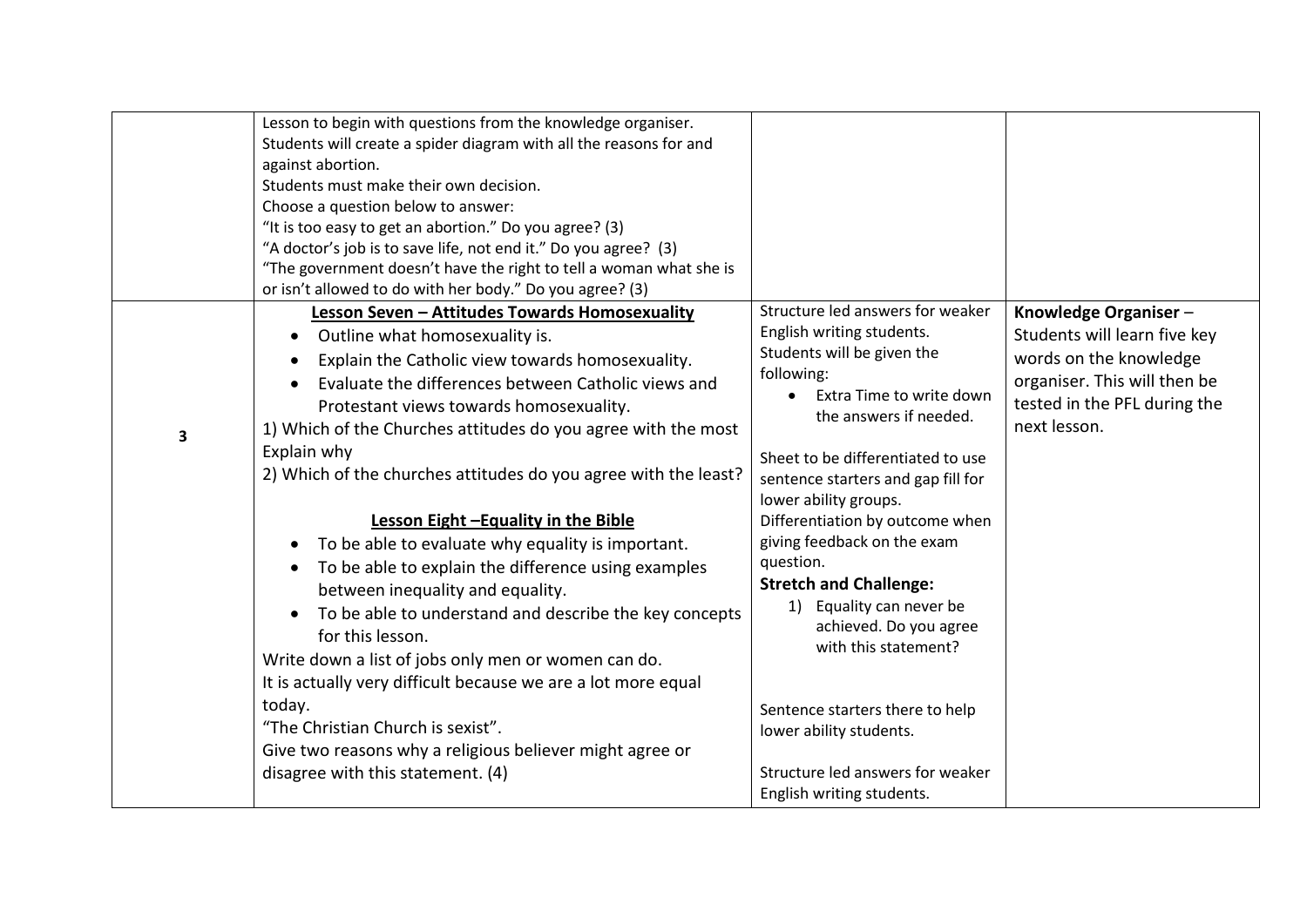| | | | |
|---|---|---|---|
| | Lesson to begin with questions from the knowledge organiser.<br>Students will create a spider diagram with all the reasons for and against abortion.<br>Students must make their own decision.<br>Choose a question below to answer:<br>"It is too easy to get an abortion." Do you agree? (3)<br>"A doctor's job is to save life, not end it." Do you agree? (3)<br>"The government doesn't have the right to tell a woman what she is or isn't allowed to do with her body." Do you agree? (3) | | |
| **3** | **<u>Lesson Seven – Attitudes Towards Homosexuality</u>**<br>• Outline what homosexuality is.<br>• Explain the Catholic view towards homosexuality.<br>• Evaluate the differences between Catholic views and Protestant views towards homosexuality.<br>1) Which of the Churches attitudes do you agree with the most Explain why<br>2) Which of the churches attitudes do you agree with the least?<br><br>**<u>Lesson Eight –Equality in the Bible</u>**<br>• To be able to evaluate why equality is important.<br>• To be able to explain the difference using examples between inequality and equality.<br>• To be able to understand and describe the key concepts for this lesson.<br>Write down a list of jobs only men or women can do.<br>It is actually very difficult because we are a lot more equal today.<br>"The Christian Church is sexist".<br>Give two reasons why a religious believer might agree or disagree with this statement. (4) | Structure led answers for weaker English writing students.<br>Students will be given the following:<br>• Extra Time to write down the answers if needed.<br><br>Sheet to be differentiated to use sentence starters and gap fill for lower ability groups.<br>Differentiation by outcome when giving feedback on the exam question.<br>**Stretch and Challenge:**<br>1) Equality can never be achieved. Do you agree with this statement?<br><br>Sentence starters there to help lower ability students.<br><br>Structure led answers for weaker English writing students. | **Knowledge Organiser** – Students will learn five key words on the knowledge organiser. This will then be tested in the PFL during the next lesson. |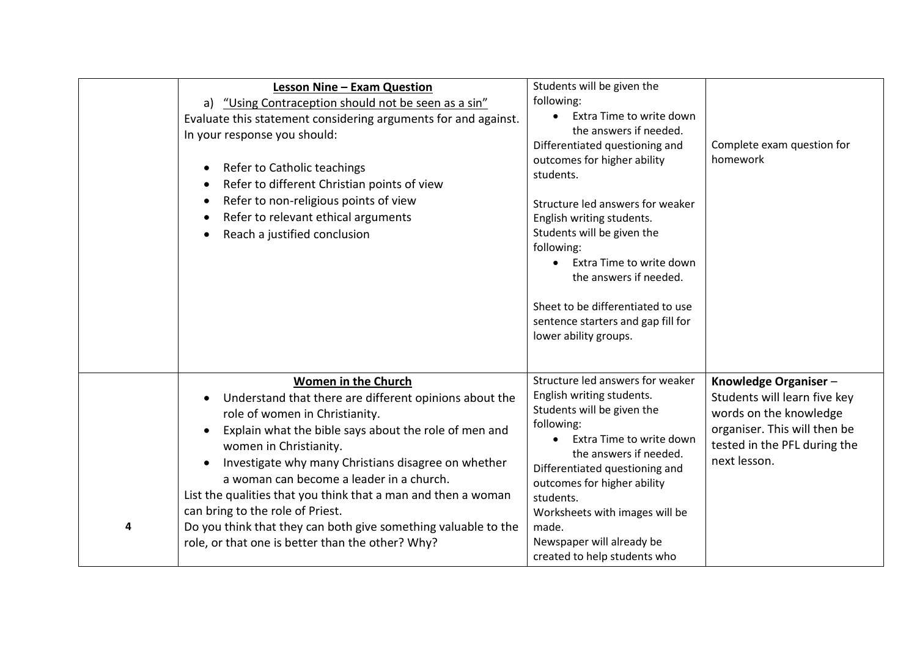| | | | |
|---|---|---|---|
| | **Lesson Nine – Exam Question**<br>a) "Using Contraception should not be seen as a sin"<br>Evaluate this statement considering arguments for and against. In your response you should:<br>• Refer to Catholic teachings<br>• Refer to different Christian points of view<br>• Refer to non-religious points of view<br>• Refer to relevant ethical arguments<br>• Reach a justified conclusion | Students will be given the following:<br>• Extra Time to write down the answers if needed.<br>Differentiated questioning and outcomes for higher ability students.<br><br>Structure led answers for weaker English writing students.<br>Students will be given the following:<br>• Extra Time to write down the answers if needed.<br><br>Sheet to be differentiated to use sentence starters and gap fill for lower ability groups. | Complete exam question for homework |
| 4 | **Women in the Church**<br>• Understand that there are different opinions about the role of women in Christianity.<br>• Explain what the bible says about the role of men and women in Christianity.<br>• Investigate why many Christians disagree on whether a woman can become a leader in a church.<br>List the qualities that you think that a man and then a woman can bring to the role of Priest.<br>Do you think that they can both give something valuable to the role, or that one is better than the other? Why? | Structure led answers for weaker English writing students.<br>Students will be given the following:<br>• Extra Time to write down the answers if needed.<br>Differentiated questioning and outcomes for higher ability students.<br>Worksheets with images will be made.<br>Newspaper will already be created to help students who | **Knowledge Organiser** – Students will learn five key words on the knowledge organiser. This will then be tested in the PFL during the next lesson. |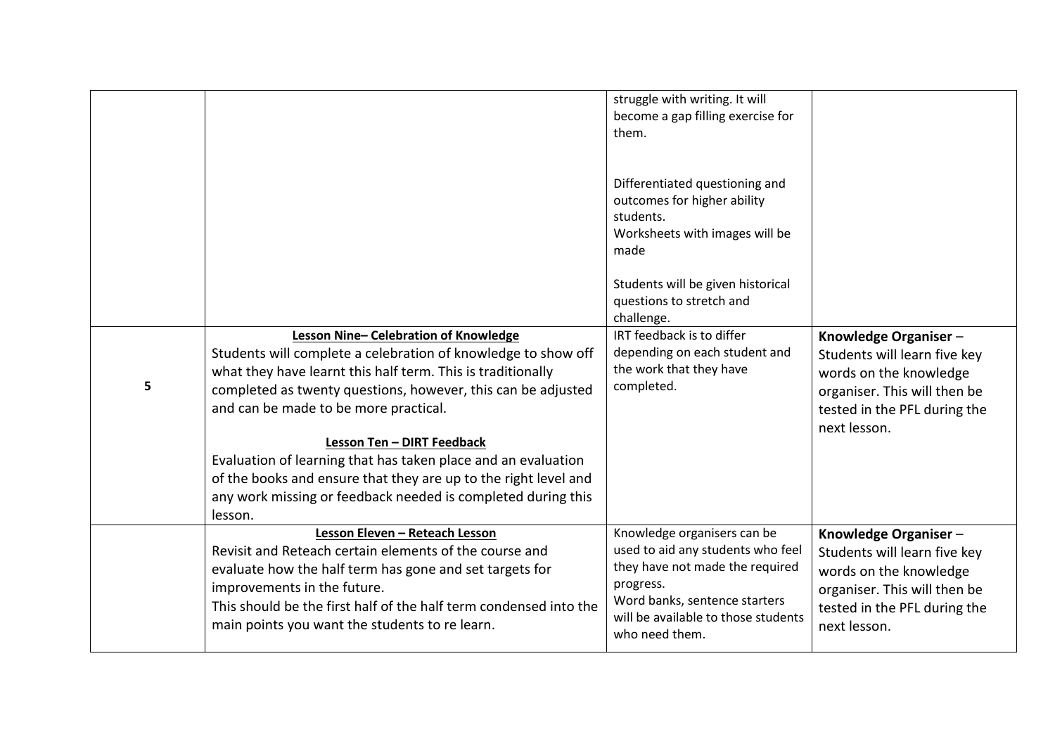| | | | |
|---|---|---|---|
| | | struggle with writing. It will become a gap filling exercise for them.<br><br>Differentiated questioning and outcomes for higher ability students.<br>Worksheets with images will be made<br><br>Students will be given historical questions to stretch and challenge. | |
| **5** | **<u>Lesson Nine– Celebration of Knowledge</u>**<br>Students will complete a celebration of knowledge to show off what they have learnt this half term. This is traditionally completed as twenty questions, however, this can be adjusted and can be made to be more practical.<br><br>**<u>Lesson Ten – DIRT Feedback</u>**<br>Evaluation of learning that has taken place and an evaluation of the books and ensure that they are up to the right level and any work missing or feedback needed is completed during this lesson. | IRT feedback is to differ depending on each student and the work that they have completed. | **Knowledge Organiser** – Students will learn five key words on the knowledge organiser. This will then be tested in the PFL during the next lesson. |
| | **<u>Lesson Eleven – Reteach Lesson</u>**<br>Revisit and Reteach certain elements of the course and evaluate how the half term has gone and set targets for improvements in the future.<br>This should be the first half of the half term condensed into the main points you want the students to re learn. | Knowledge organisers can be used to aid any students who feel they have not made the required progress.<br>Word banks, sentence starters will be available to those students who need them. | **Knowledge Organiser** – Students will learn five key words on the knowledge organiser. This will then be tested in the PFL during the next lesson. |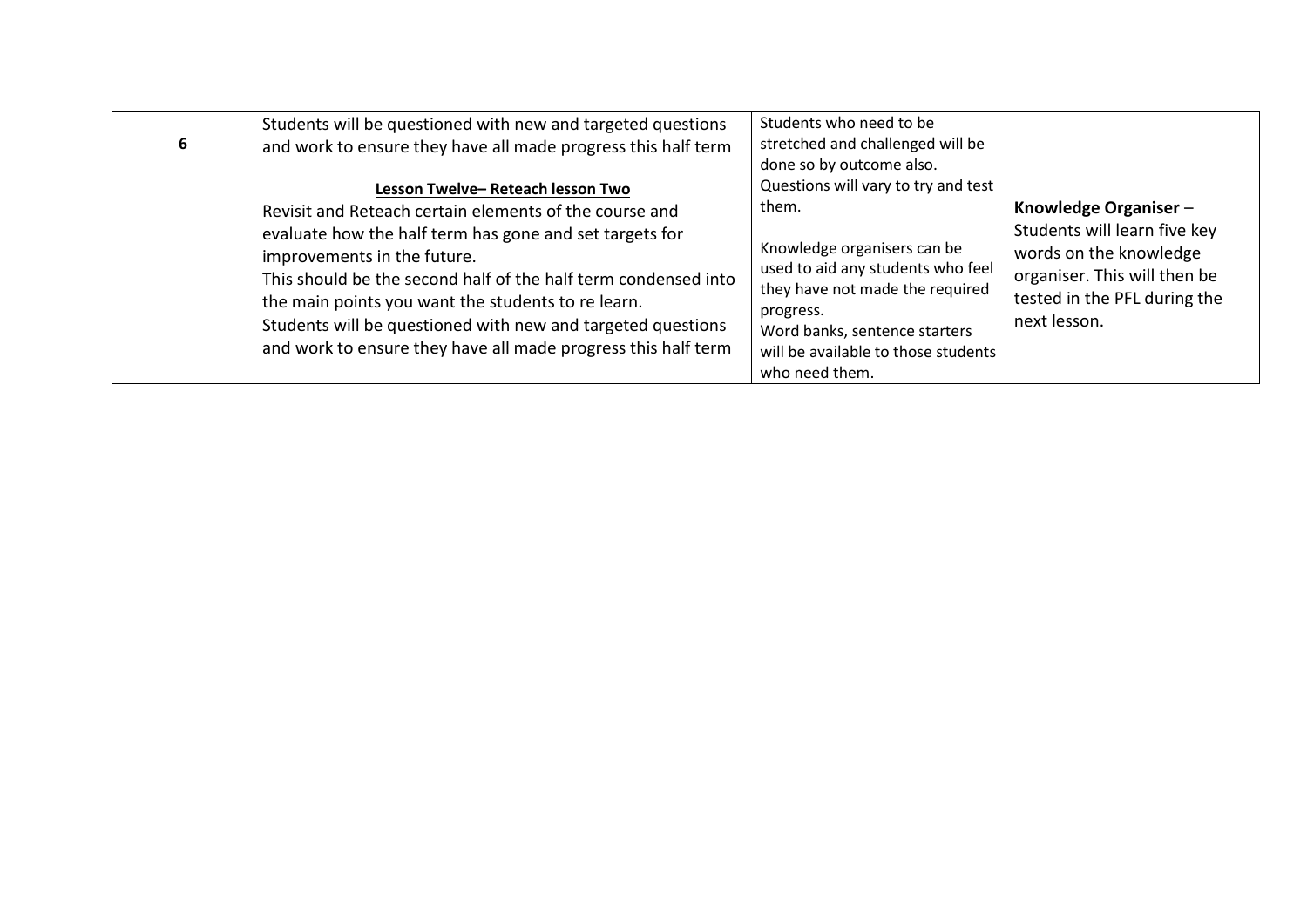| | | | |
|---|---|---|---|
| **6** | Students will be questioned with new and targeted questions and work to ensure they have all made progress this half term<br><br>**Lesson Twelve– Reteach lesson Two**<br>Revisit and Reteach certain elements of the course and evaluate how the half term has gone and set targets for improvements in the future.<br>This should be the second half of the half term condensed into the main points you want the students to re learn.<br>Students will be questioned with new and targeted questions and work to ensure they have all made progress this half term | Students who need to be stretched and challenged will be done so by outcome also. Questions will vary to try and test them.<br><br>Knowledge organisers can be used to aid any students who feel they have not made the required progress.<br>Word banks, sentence starters will be available to those students who need them. | **Knowledge Organiser** – Students will learn five key words on the knowledge organiser. This will then be tested in the PFL during the next lesson. |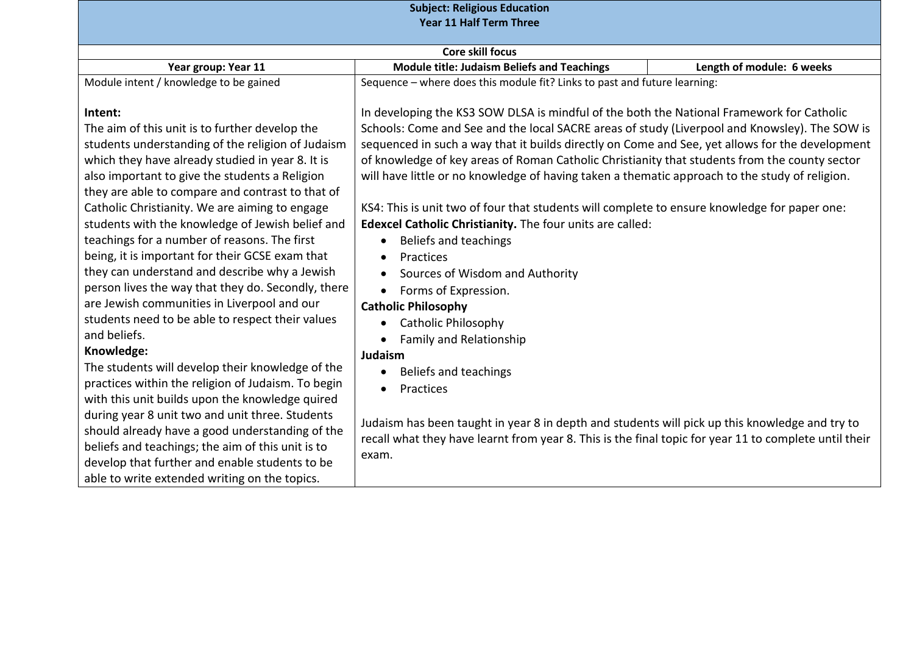| **Subject: Religious Education**<br>**Year 11 Half Term Three** | | |
|---|---|---|
| **Core skill focus** | | |
| **Year group: Year 11** | **Module title: Judaism Beliefs and Teachings** | **Length of module: 6 weeks** |
| Module intent / knowledge to be gained<br><br>**Intent:**<br>The aim of this unit is to further develop the students understanding of the religion of Judaism which they have already studied in year 8. It is also important to give the students a Religion they are able to compare and contrast to that of Catholic Christianity. We are aiming to engage students with the knowledge of Jewish belief and teachings for a number of reasons. The first being, it is important for their GCSE exam that they can understand and describe why a Jewish person lives the way that they do. Secondly, there are Jewish communities in Liverpool and our students need to be able to respect their values and beliefs.<br>**Knowledge:**<br>The students will develop their knowledge of the practices within the religion of Judaism. To begin with this unit builds upon the knowledge quired during year 8 unit two and unit three. Students should already have a good understanding of the beliefs and teachings; the aim of this unit is to develop that further and enable students to be able to write extended writing on the topics. | Sequence – where does this module fit? Links to past and future learning:<br><br>In developing the KS3 SOW DLSA is mindful of the both the National Framework for Catholic Schools: Come and See and the local SACRE areas of study (Liverpool and Knowsley). The SOW is sequenced in such a way that it builds directly on Come and See, yet allows for the development of knowledge of key areas of Roman Catholic Christianity that students from the county sector will have little or no knowledge of having taken a thematic approach to the study of religion.<br><br>KS4: This is unit two of four that students will complete to ensure knowledge for paper one: **Edexcel Catholic Christianity.** The four units are called:<br>• Beliefs and teachings<br>• Practices<br>• Sources of Wisdom and Authority<br>• Forms of Expression.<br>**Catholic Philosophy**<br>• Catholic Philosophy<br>• Family and Relationship<br>**Judaism**<br>• Beliefs and teachings<br>• Practices<br><br>Judaism has been taught in year 8 in depth and students will pick up this knowledge and try to recall what they have learnt from year 8. This is the final topic for year 11 to complete until their exam. | |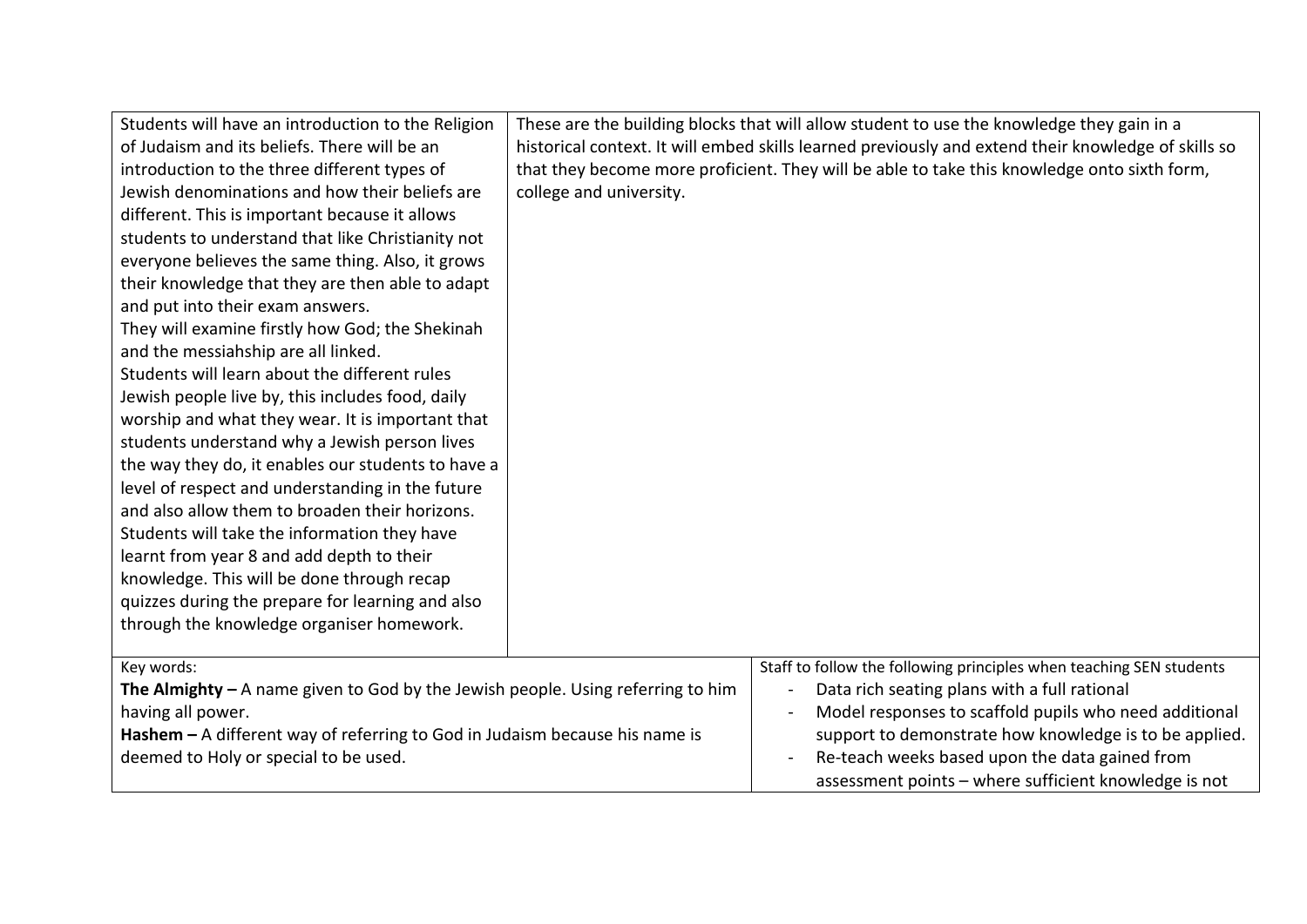| | |
|---|---|
| Students will have an introduction to the Religion of Judaism and its beliefs. There will be an introduction to the three different types of Jewish denominations and how their beliefs are different. This is important because it allows students to understand that like Christianity not everyone believes the same thing. Also, it grows their knowledge that they are then able to adapt and put into their exam answers.<br>They will examine firstly how God; the Shekinah and the messiahship are all linked.<br>Students will learn about the different rules Jewish people live by, this includes food, daily worship and what they wear. It is important that students understand why a Jewish person lives the way they do, it enables our students to have a level of respect and understanding in the future and also allow them to broaden their horizons.<br>Students will take the information they have learnt from year 8 and add depth to their knowledge. This will be done through recap quizzes during the prepare for learning and also through the knowledge organiser homework. | These are the building blocks that will allow student to use the knowledge they gain in a historical context. It will embed skills learned previously and extend their knowledge of skills so that they become more proficient. They will be able to take this knowledge onto sixth form, college and university. |

| | |
|---|---|
| Key words:<br>**The Almighty –** A name given to God by the Jewish people. Using referring to him having all power.<br>**Hashem –** A different way of referring to God in Judaism because his name is deemed to Holy or special to be used. | Staff to follow the following principles when teaching SEN students<br>- Data rich seating plans with a full rational<br>- Model responses to scaffold pupils who need additional support to demonstrate how knowledge is to be applied.<br>- Re-teach weeks based upon the data gained from assessment points – where sufficient knowledge is not |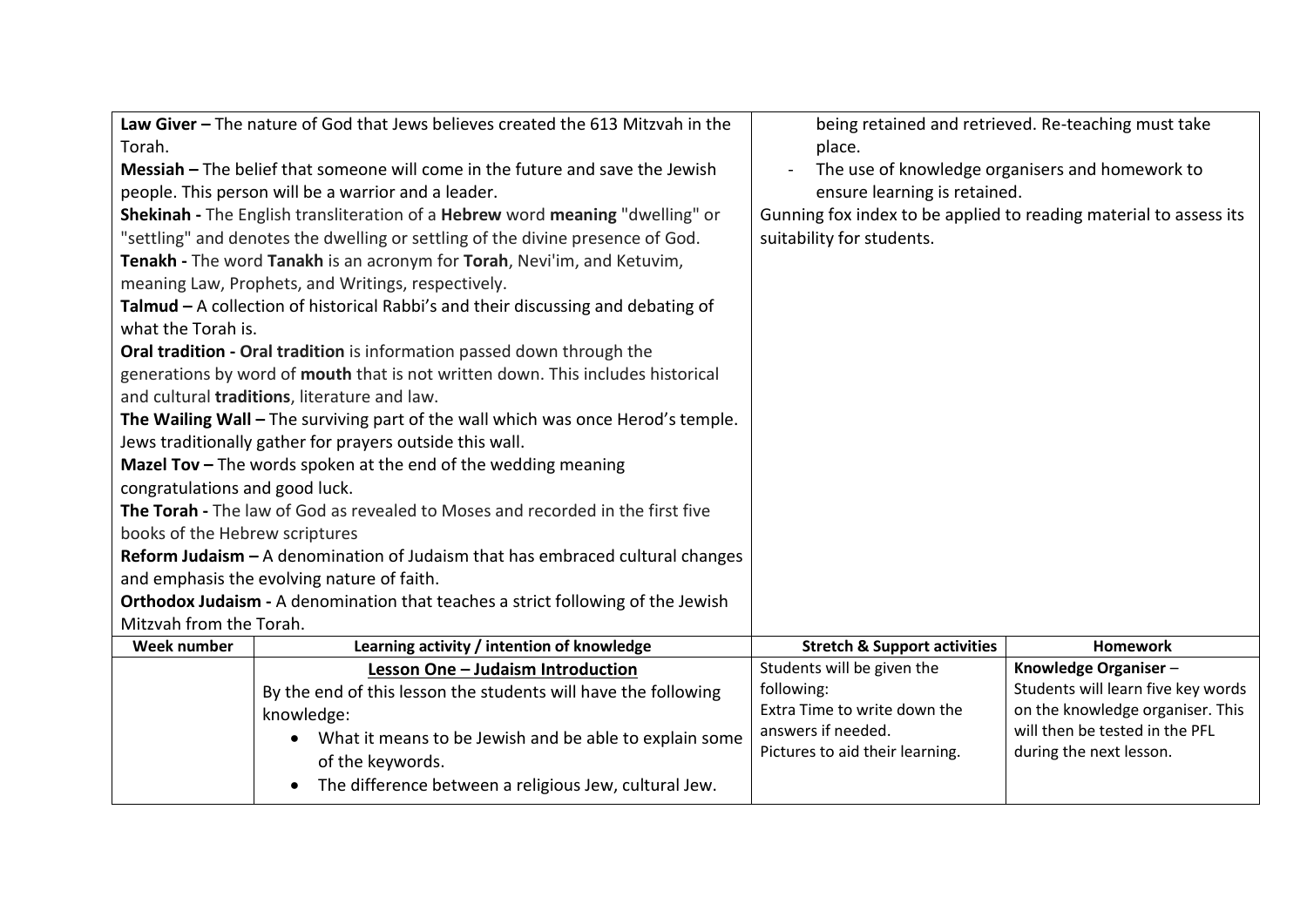| | | | |
|---|---|---|---|
| **Law Giver –** The nature of God that Jews believes created the 613 Mitzvah in the Torah.<br>**Messiah –** The belief that someone will come in the future and save the Jewish people. This person will be a warrior and a leader.<br>**Shekinah -** The English transliteration of a **Hebrew** word **meaning** "dwelling" or "settling" and denotes the dwelling or settling of the divine presence of God.<br>**Tenakh -** The word **Tanakh** is an acronym for **Torah**, Nevi'im, and Ketuvim, meaning Law, Prophets, and Writings, respectively.<br>**Talmud –** A collection of historical Rabbi's and their discussing and debating of what the Torah is.<br>**Oral tradition - Oral tradition** is information passed down through the generations by word of **mouth** that is not written down. This includes historical and cultural **traditions**, literature and law.<br>**The Wailing Wall –** The surviving part of the wall which was once Herod's temple. Jews traditionally gather for prayers outside this wall.<br>**Mazel Tov –** The words spoken at the end of the wedding meaning congratulations and good luck.<br>**The Torah -** The law of God as revealed to Moses and recorded in the first five books of the Hebrew scriptures<br>**Reform Judaism –** A denomination of Judaism that has embraced cultural changes and emphasis the evolving nature of faith.<br>**Orthodox Judaism -** A denomination that teaches a strict following of the Jewish Mitzvah from the Torah. | | being retained and retrieved. Re-teaching must take place.<br>- The use of knowledge organisers and homework to ensure learning is retained.<br>Gunning fox index to be applied to reading material to assess its suitability for students. | |
| **Week number** | **Learning activity / intention of knowledge** | **Stretch & Support activities** | **Homework** |
| | **<u>Lesson One – Judaism Introduction</u>**<br>By the end of this lesson the students will have the following knowledge:<br>• What it means to be Jewish and be able to explain some of the keywords.<br>• The difference between a religious Jew, cultural Jew. | Students will be given the following:<br>Extra Time to write down the answers if needed.<br>Pictures to aid their learning. | **Knowledge Organiser** – Students will learn five key words on the knowledge organiser. This will then be tested in the PFL during the next lesson. |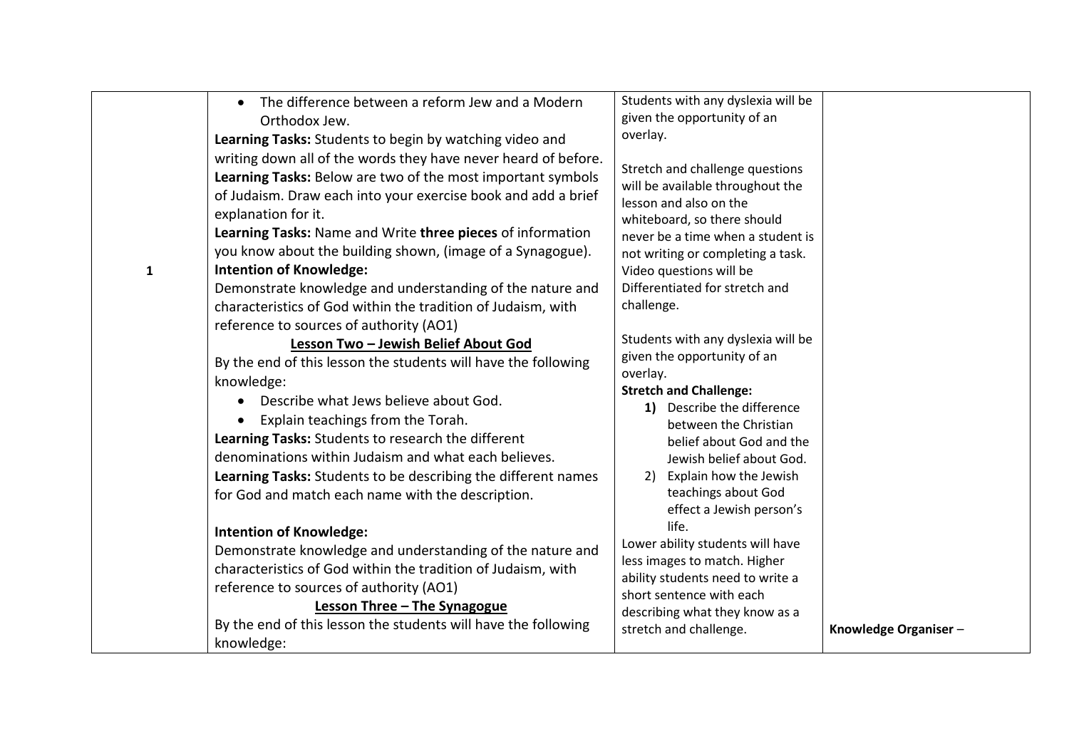| | | | |
|---|---|---|---|
| 1 | • The difference between a reform Jew and a Modern Orthodox Jew.<br>**Learning Tasks:** Students to begin by watching video and writing down all of the words they have never heard of before.<br>**Learning Tasks:** Below are two of the most important symbols of Judaism. Draw each into your exercise book and add a brief explanation for it.<br>**Learning Tasks:** Name and Write **three pieces** of information you know about the building shown, (image of a Synagogue).<br>**Intention of Knowledge:**<br>Demonstrate knowledge and understanding of the nature and characteristics of God within the tradition of Judaism, with reference to sources of authority (AO1)<br>**<u>Lesson Two – Jewish Belief About God</u>**<br>By the end of this lesson the students will have the following knowledge:<br>• Describe what Jews believe about God.<br>• Explain teachings from the Torah.<br>**Learning Tasks:** Students to research the different denominations within Judaism and what each believes.<br>**Learning Tasks:** Students to be describing the different names for God and match each name with the description.<br><br>**Intention of Knowledge:**<br>Demonstrate knowledge and understanding of the nature and characteristics of God within the tradition of Judaism, with reference to sources of authority (AO1)<br>**<u>Lesson Three – The Synagogue</u>**<br>By the end of this lesson the students will have the following knowledge: | Students with any dyslexia will be given the opportunity of an overlay.<br><br>Stretch and challenge questions will be available throughout the lesson and also on the whiteboard, so there should never be a time when a student is not writing or completing a task. Video questions will be Differentiated for stretch and challenge.<br><br>Students with any dyslexia will be given the opportunity of an overlay.<br>**Stretch and Challenge:**<br>**1)** Describe the difference between the Christian belief about God and the Jewish belief about God.<br>2) Explain how the Jewish teachings about God effect a Jewish person's life.<br>Lower ability students will have less images to match. Higher ability students need to write a short sentence with each describing what they know as a stretch and challenge. | **Knowledge Organiser** – |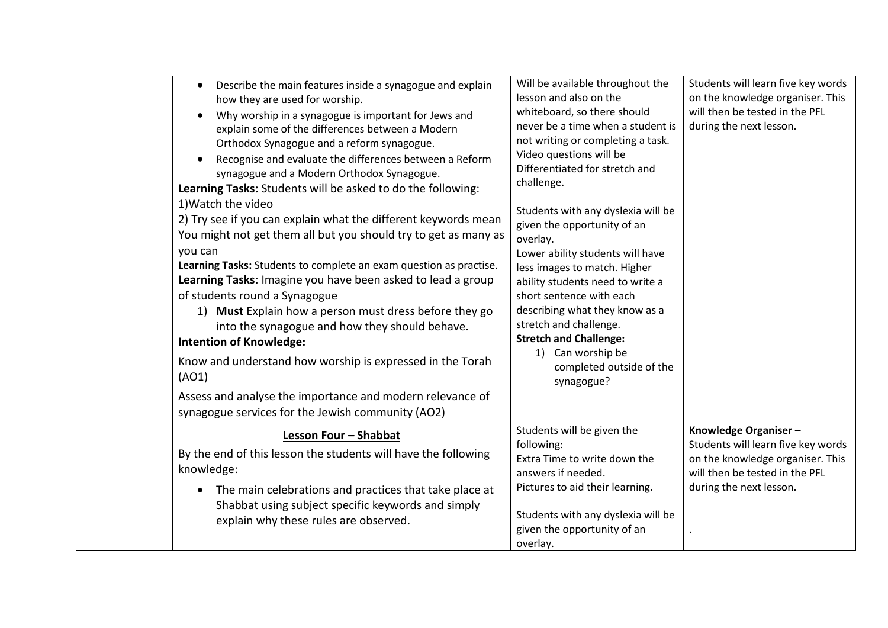|  |  |  |  |
|---|---|---|---|
|  | • Describe the main features inside a synagogue and explain how they are used for worship.<br>• Why worship in a synagogue is important for Jews and explain some of the differences between a Modern Orthodox Synagogue and a reform synagogue.<br>• Recognise and evaluate the differences between a Reform synagogue and a Modern Orthodox Synagogue.<br>**Learning Tasks:** Students will be asked to do the following:<br>1)Watch the video<br>2) Try see if you can explain what the different keywords mean You might not get them all but you should try to get as many as you can<br>**Learning Tasks:** Students to complete an exam question as practise.<br>**Learning Tasks**: Imagine you have been asked to lead a group of students round a Synagogue<br>1) **<u>Must</u>** Explain how a person must dress before they go into the synagogue and how they should behave.<br>**Intention of Knowledge:**<br>Know and understand how worship is expressed in the Torah (AO1)<br>Assess and analyse the importance and modern relevance of synagogue services for the Jewish community (AO2) | Will be available throughout the lesson and also on the whiteboard, so there should never be a time when a student is not writing or completing a task. Video questions will be Differentiated for stretch and challenge.<br><br>Students with any dyslexia will be given the opportunity of an overlay.<br>Lower ability students will have less images to match. Higher ability students need to write a short sentence with each describing what they know as a stretch and challenge.<br>**Stretch and Challenge:**<br>1) Can worship be completed outside of the synagogue? | Students will learn five key words on the knowledge organiser. This will then be tested in the PFL during the next lesson. |
|  | **<u>Lesson Four – Shabbat</u>**<br>By the end of this lesson the students will have the following knowledge:<br>• The main celebrations and practices that take place at Shabbat using subject specific keywords and simply explain why these rules are observed. | Students will be given the following:<br>Extra Time to write down the answers if needed.<br>Pictures to aid their learning.<br><br>Students with any dyslexia will be given the opportunity of an overlay. | **Knowledge Organiser** – Students will learn five key words on the knowledge organiser. This will then be tested in the PFL during the next lesson.<br><br>. |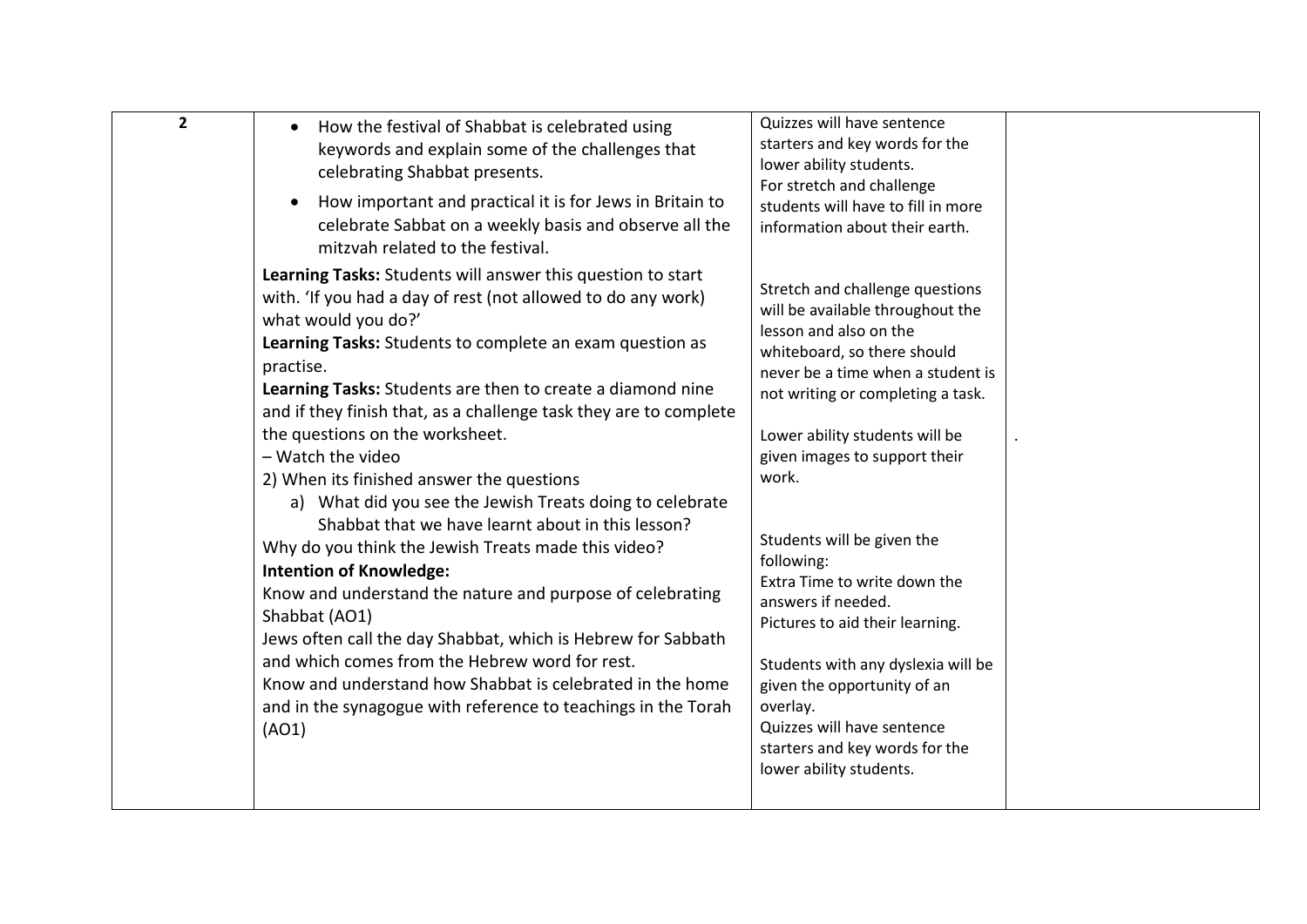| 2 | <ul><li>How the festival of Shabbat is celebrated using keywords and explain some of the challenges that celebrating Shabbat presents.</li><li>How important and practical it is for Jews in Britain to celebrate Sabbat on a weekly basis and observe all the mitzvah related to the festival.</li></ul>**Learning Tasks:** Students will answer this question to start with. 'If you had a day of rest (not allowed to do any work) what would you do?'<br>**Learning Tasks:** Students to complete an exam question as practise.<br>**Learning Tasks:** Students are then to create a diamond nine and if they finish that, as a challenge task they are to complete the questions on the worksheet.<br>– Watch the video<br>2) When its finished answer the questions<br>a) What did you see the Jewish Treats doing to celebrate Shabbat that we have learnt about in this lesson?<br>Why do you think the Jewish Treats made this video?<br>**Intention of Knowledge:**<br>Know and understand the nature and purpose of celebrating Shabbat (AO1)<br>Jews often call the day Shabbat, which is Hebrew for Sabbath and which comes from the Hebrew word for rest.<br>Know and understand how Shabbat is celebrated in the home and in the synagogue with reference to teachings in the Torah (AO1) | Quizzes will have sentence starters and key words for the lower ability students.<br>For stretch and challenge students will have to fill in more information about their earth.<br><br>Stretch and challenge questions will be available throughout the lesson and also on the whiteboard, so there should never be a time when a student is not writing or completing a task.<br><br>Lower ability students will be given images to support their work.<br><br>Students will be given the following:<br>Extra Time to write down the answers if needed.<br>Pictures to aid their learning.<br><br>Students with any dyslexia will be given the opportunity of an overlay.<br>Quizzes will have sentence starters and key words for the lower ability students. | . |
|---|---|---|---|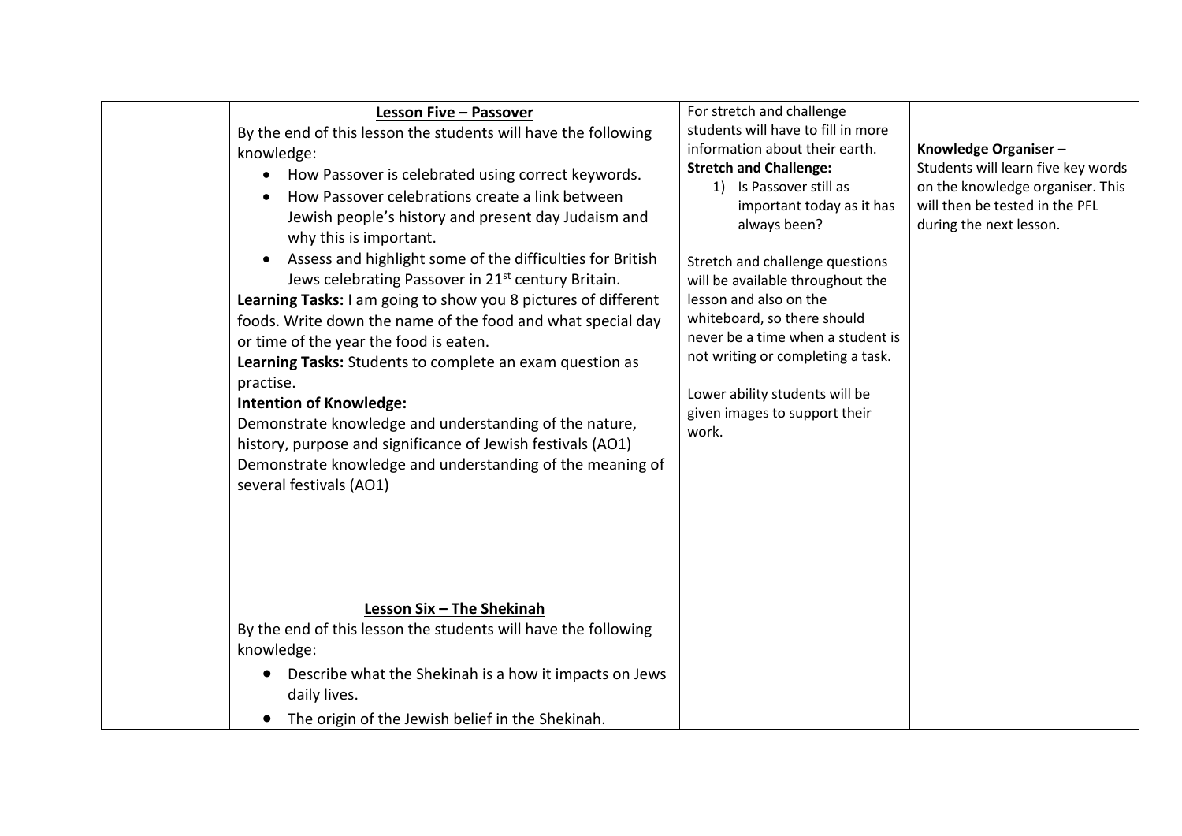| | | | |
|---|---|---|---|
| | **Lesson Five – Passover**<br>By the end of this lesson the students will have the following knowledge:<br>• How Passover is celebrated using correct keywords.<br>• How Passover celebrations create a link between Jewish people's history and present day Judaism and why this is important.<br>• Assess and highlight some of the difficulties for British Jews celebrating Passover in 21st century Britain.<br>**Learning Tasks:** I am going to show you 8 pictures of different foods. Write down the name of the food and what special day or time of the year the food is eaten.<br>**Learning Tasks:** Students to complete an exam question as practise.<br>**Intention of Knowledge:**<br>Demonstrate knowledge and understanding of the nature, history, purpose and significance of Jewish festivals (AO1)<br>Demonstrate knowledge and understanding of the meaning of several festivals (AO1)<br><br>**Lesson Six – The Shekinah**<br>By the end of this lesson the students will have the following knowledge:<br>• Describe what the Shekinah is a how it impacts on Jews daily lives.<br>• The origin of the Jewish belief in the Shekinah. | For stretch and challenge students will have to fill in more information about their earth.<br>**Stretch and Challenge:**<br>1) Is Passover still as important today as it has always been?<br><br>Stretch and challenge questions will be available throughout the lesson and also on the whiteboard, so there should never be a time when a student is not writing or completing a task.<br><br>Lower ability students will be given images to support their work. | **Knowledge Organiser** – Students will learn five key words on the knowledge organiser. This will then be tested in the PFL during the next lesson. |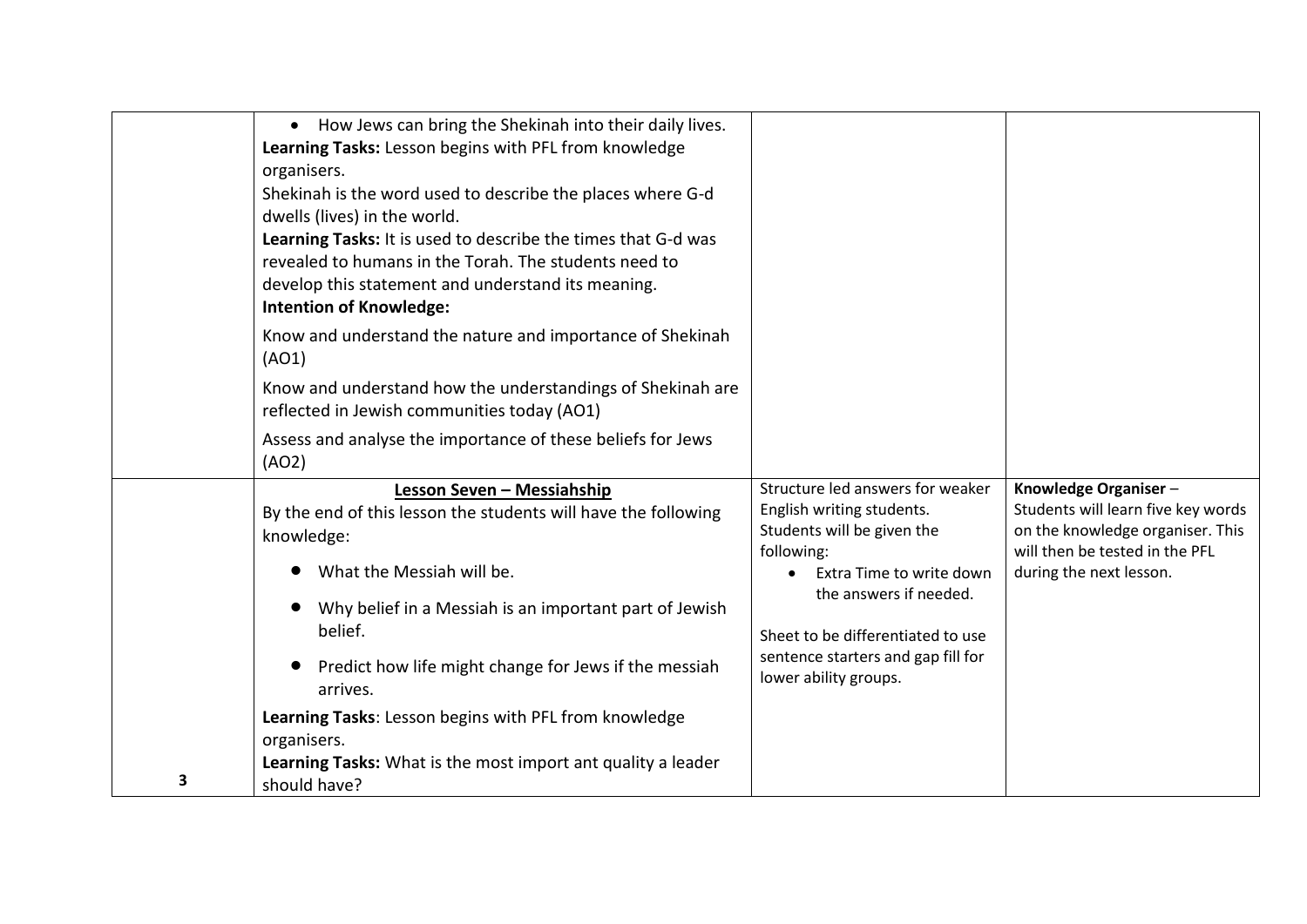| | | | |
|---|---|---|---|
| | • How Jews can bring the Shekinah into their daily lives.<br>**Learning Tasks:** Lesson begins with PFL from knowledge organisers.<br>Shekinah is the word used to describe the places where G-d dwells (lives) in the world.<br>**Learning Tasks:** It is used to describe the times that G-d was revealed to humans in the Torah. The students need to develop this statement and understand its meaning.<br>**Intention of Knowledge:**<br>Know and understand the nature and importance of Shekinah (AO1)<br>Know and understand how the understandings of Shekinah are reflected in Jewish communities today (AO1)<br>Assess and analyse the importance of these beliefs for Jews (AO2) | | |
| **3** | **<u>Lesson Seven – Messiahship</u>**<br>By the end of this lesson the students will have the following knowledge:<br>• What the Messiah will be.<br>• Why belief in a Messiah is an important part of Jewish belief.<br>• Predict how life might change for Jews if the messiah arrives.<br>**Learning Tasks**: Lesson begins with PFL from knowledge organisers.<br>**Learning Tasks:** What is the most import ant quality a leader should have? | Structure led answers for weaker English writing students. Students will be given the following:<br>• Extra Time to write down the answers if needed.<br><br>Sheet to be differentiated to use sentence starters and gap fill for lower ability groups. | **Knowledge Organiser** – Students will learn five key words on the knowledge organiser. This will then be tested in the PFL during the next lesson. |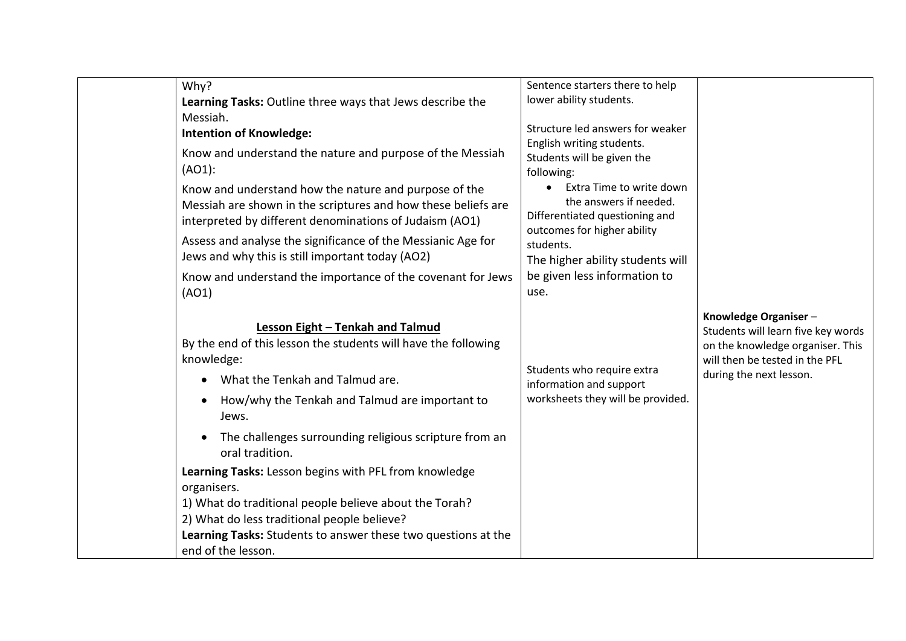| | | | |
|---|---|---|---|
| | Why?<br>**Learning Tasks:** Outline three ways that Jews describe the Messiah.<br>**Intention of Knowledge:**<br>Know and understand the nature and purpose of the Messiah (AO1):<br>Know and understand how the nature and purpose of the Messiah are shown in the scriptures and how these beliefs are interpreted by different denominations of Judaism (AO1)<br>Assess and analyse the significance of the Messianic Age for Jews and why this is still important today (AO2)<br>Know and understand the importance of the covenant for Jews (AO1) | Sentence starters there to help lower ability students.<br><br>Structure led answers for weaker English writing students. Students will be given the following:<br>• Extra Time to write down the answers if needed.<br>Differentiated questioning and outcomes for higher ability students.<br>The higher ability students will be given less information to use. | |
| | **<u>Lesson Eight – Tenkah and Talmud</u>**<br>By the end of this lesson the students will have the following knowledge:<br>• What the Tenkah and Talmud are.<br>• How/why the Tenkah and Talmud are important to Jews.<br>• The challenges surrounding religious scripture from an oral tradition.<br>**Learning Tasks:** Lesson begins with PFL from knowledge organisers.<br>1) What do traditional people believe about the Torah?<br>2) What do less traditional people believe?<br>**Learning Tasks:** Students to answer these two questions at the end of the lesson. | Students who require extra information and support worksheets they will be provided. | **Knowledge Organiser** – Students will learn five key words on the knowledge organiser. This will then be tested in the PFL during the next lesson. |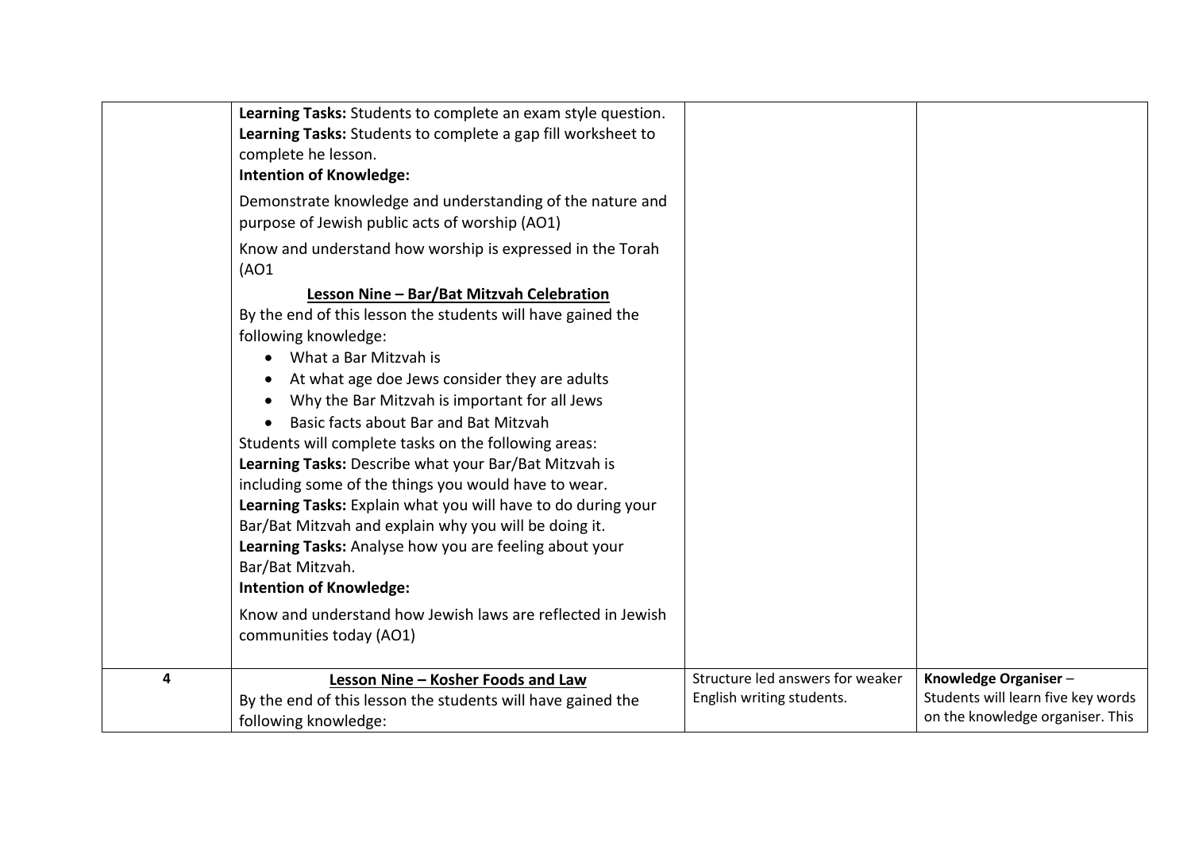| | | | |
|---|---|---|---|
| | **Learning Tasks:** Students to complete an exam style question.<br>**Learning Tasks:** Students to complete a gap fill worksheet to complete he lesson.<br>**Intention of Knowledge:**<br>Demonstrate knowledge and understanding of the nature and purpose of Jewish public acts of worship (AO1)<br>Know and understand how worship is expressed in the Torah (AO1<br>**<u>Lesson Nine – Bar/Bat Mitzvah Celebration</u>**<br>By the end of this lesson the students will have gained the following knowledge:<br>• What a Bar Mitzvah is<br>• At what age doe Jews consider they are adults<br>• Why the Bar Mitzvah is important for all Jews<br>• Basic facts about Bar and Bat Mitzvah<br>Students will complete tasks on the following areas:<br>**Learning Tasks:** Describe what your Bar/Bat Mitzvah is including some of the things you would have to wear.<br>**Learning Tasks:** Explain what you will have to do during your Bar/Bat Mitzvah and explain why you will be doing it.<br>**Learning Tasks:** Analyse how you are feeling about your Bar/Bat Mitzvah.<br>**Intention of Knowledge:**<br>Know and understand how Jewish laws are reflected in Jewish communities today (AO1) | | |
| **4** | **<u>Lesson Nine – Kosher Foods and Law</u>**<br>By the end of this lesson the students will have gained the following knowledge: | Structure led answers for weaker English writing students. | **Knowledge Organiser** – Students will learn five key words on the knowledge organiser. This |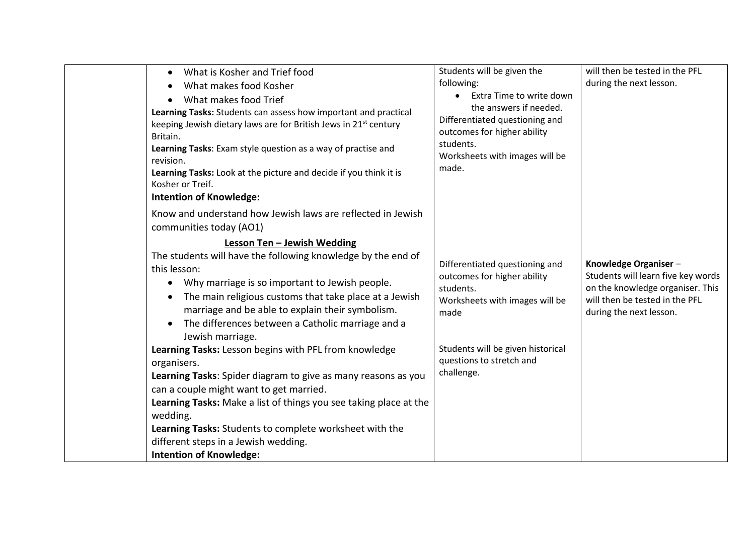| | | | |
|---|---|---|---|
| | • What is Kosher and Trief food<br>• What makes food Kosher<br>• What makes food Trief<br>**Learning Tasks:** Students can assess how important and practical keeping Jewish dietary laws are for British Jews in 21st century Britain.<br>**Learning Tasks**: Exam style question as a way of practise and revision.<br>**Learning Tasks:** Look at the picture and decide if you think it is Kosher or Treif.<br>**Intention of Knowledge:**<br>Know and understand how Jewish laws are reflected in Jewish communities today (AO1)<br>**<u>Lesson Ten – Jewish Wedding</u>**<br>The students will have the following knowledge by the end of this lesson:<br>• Why marriage is so important to Jewish people.<br>• The main religious customs that take place at a Jewish marriage and be able to explain their symbolism.<br>• The differences between a Catholic marriage and a Jewish marriage.<br>**Learning Tasks:** Lesson begins with PFL from knowledge organisers.<br>**Learning Tasks**: Spider diagram to give as many reasons as you can a couple might want to get married.<br>**Learning Tasks:** Make a list of things you see taking place at the wedding.<br>**Learning Tasks:** Students to complete worksheet with the different steps in a Jewish wedding.<br>**Intention of Knowledge:** | Students will be given the following:<br>• Extra Time to write down the answers if needed.<br>Differentiated questioning and outcomes for higher ability students.<br>Worksheets with images will be made.<br><br>Differentiated questioning and outcomes for higher ability students.<br>Worksheets with images will be made<br><br>Students will be given historical questions to stretch and challenge. | will then be tested in the PFL during the next lesson.<br><br>**Knowledge Organiser** – Students will learn five key words on the knowledge organiser. This will then be tested in the PFL during the next lesson. |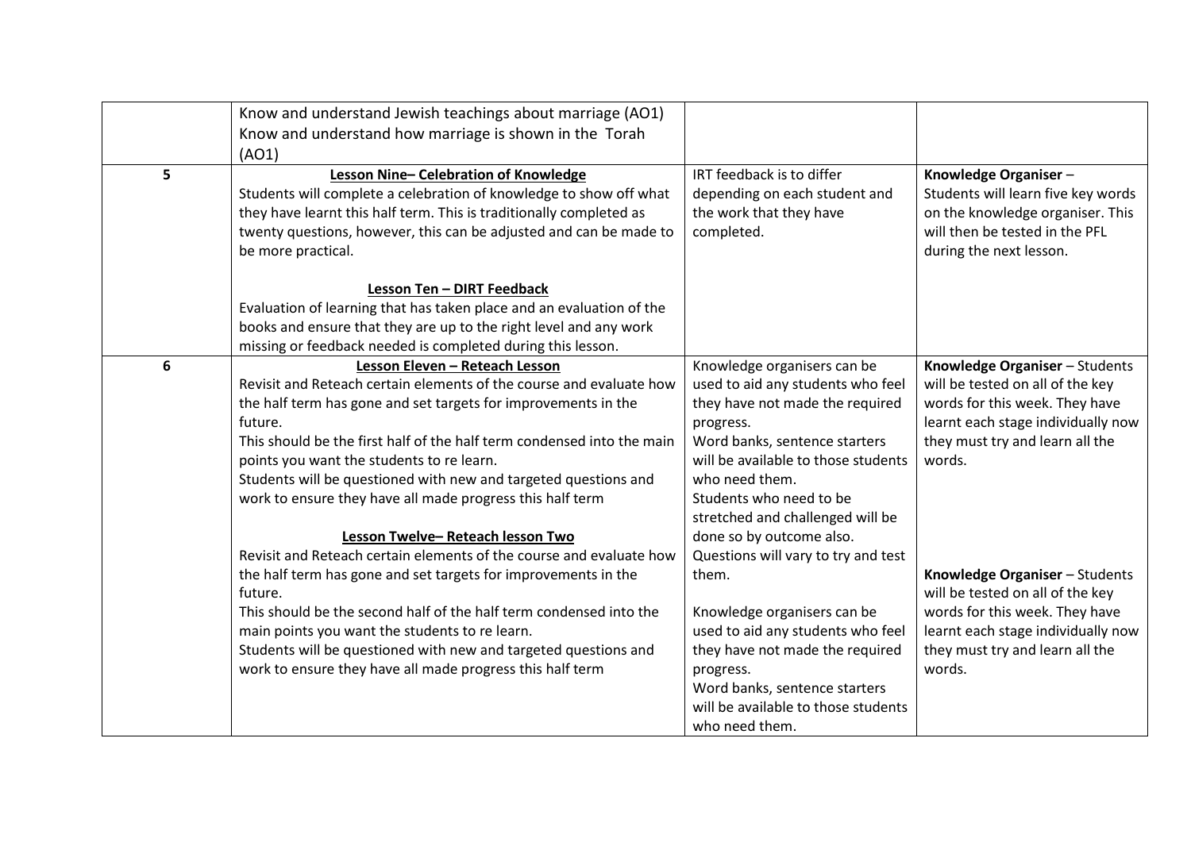| | | | |
|---|---|---|---|
| | Know and understand Jewish teachings about marriage (AO1)<br>Know and understand how marriage is shown in the Torah (AO1) | | |
| 5 | **Lesson Nine– Celebration of Knowledge**<br>Students will complete a celebration of knowledge to show off what they have learnt this half term. This is traditionally completed as twenty questions, however, this can be adjusted and can be made to be more practical.<br><br>**Lesson Ten – DIRT Feedback**<br>Evaluation of learning that has taken place and an evaluation of the books and ensure that they are up to the right level and any work missing or feedback needed is completed during this lesson. | IRT feedback is to differ depending on each student and the work that they have completed. | **Knowledge Organiser** – Students will learn five key words on the knowledge organiser. This will then be tested in the PFL during the next lesson. |
| 6 | **Lesson Eleven – Reteach Lesson**<br>Revisit and Reteach certain elements of the course and evaluate how the half term has gone and set targets for improvements in the future.<br>This should be the first half of the half term condensed into the main points you want the students to re learn.<br>Students will be questioned with new and targeted questions and work to ensure they have all made progress this half term<br><br>**Lesson Twelve– Reteach lesson Two**<br>Revisit and Reteach certain elements of the course and evaluate how the half term has gone and set targets for improvements in the future.<br>This should be the second half of the half term condensed into the main points you want the students to re learn.<br>Students will be questioned with new and targeted questions and work to ensure they have all made progress this half term | Knowledge organisers can be used to aid any students who feel they have not made the required progress.<br>Word banks, sentence starters will be available to those students who need them.<br>Students who need to be stretched and challenged will be done so by outcome also.<br>Questions will vary to try and test them.<br><br>Knowledge organisers can be used to aid any students who feel they have not made the required progress.<br>Word banks, sentence starters will be available to those students who need them. | **Knowledge Organiser** – Students will be tested on all of the key words for this week. They have learnt each stage individually now they must try and learn all the words.<br><br>**Knowledge Organiser** – Students will be tested on all of the key words for this week. They have learnt each stage individually now they must try and learn all the words. |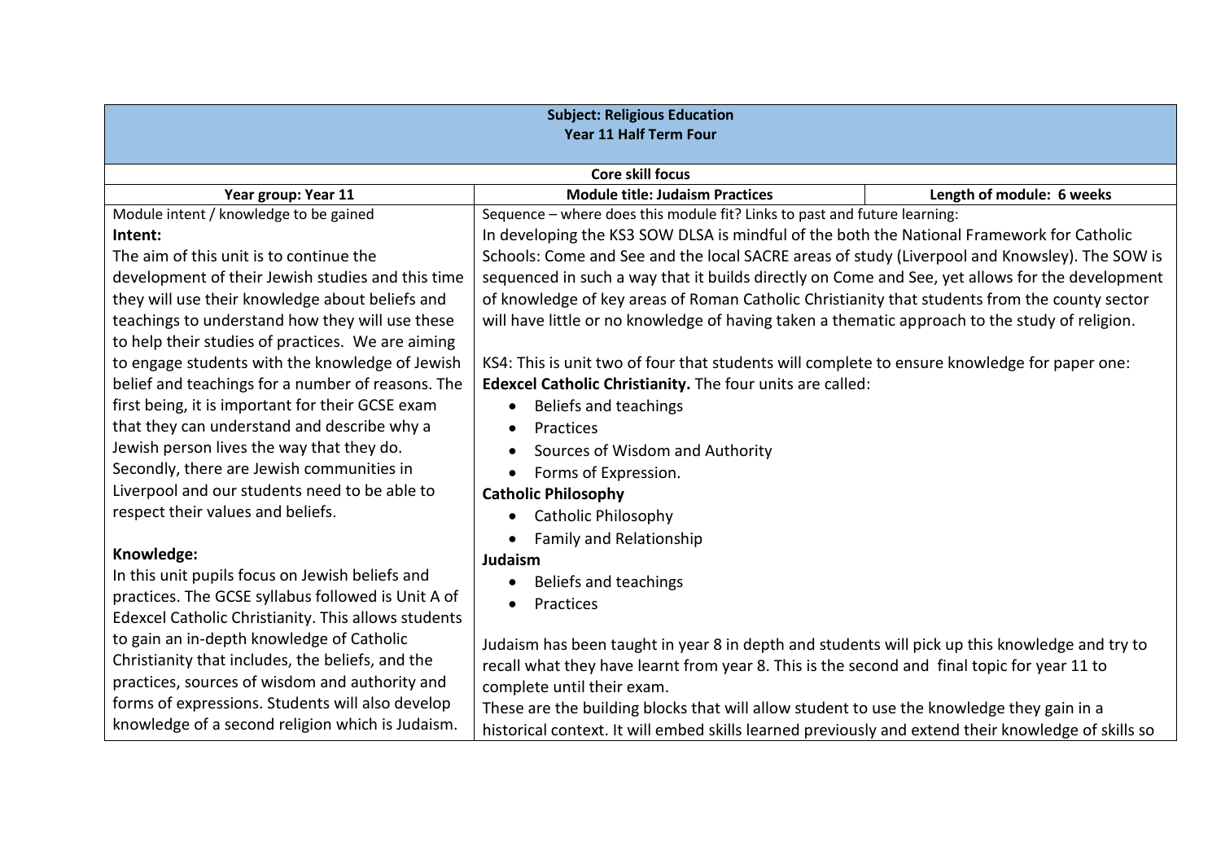| **Subject: Religious Education**<br>**Year 11 Half Term Four** | | |
|---|---|---|
| **Core skill focus** | | |
| **Year group: Year 11** | **Module title: Judaism Practices** | **Length of module: 6 weeks** |
| Module intent / knowledge to be gained<br>**Intent:**<br>The aim of this unit is to continue the development of their Jewish studies and this time they will use their knowledge about beliefs and teachings to understand how they will use these to help their studies of practices. We are aiming to engage students with the knowledge of Jewish belief and teachings for a number of reasons. The first being, it is important for their GCSE exam that they can understand and describe why a Jewish person lives the way that they do. Secondly, there are Jewish communities in Liverpool and our students need to be able to respect their values and beliefs.<br><br>**Knowledge:**<br>In this unit pupils focus on Jewish beliefs and practices. The GCSE syllabus followed is Unit A of Edexcel Catholic Christianity. This allows students to gain an in-depth knowledge of Catholic Christianity that includes, the beliefs, and the practices, sources of wisdom and authority and forms of expressions. Students will also develop knowledge of a second religion which is Judaism. | Sequence – where does this module fit? Links to past and future learning:<br>In developing the KS3 SOW DLSA is mindful of the both the National Framework for Catholic Schools: Come and See and the local SACRE areas of study (Liverpool and Knowsley). The SOW is sequenced in such a way that it builds directly on Come and See, yet allows for the development of knowledge of key areas of Roman Catholic Christianity that students from the county sector will have little or no knowledge of having taken a thematic approach to the study of religion.<br><br>KS4: This is unit two of four that students will complete to ensure knowledge for paper one: **Edexcel Catholic Christianity.** The four units are called:<br>• Beliefs and teachings<br>• Practices<br>• Sources of Wisdom and Authority<br>• Forms of Expression.<br>**Catholic Philosophy**<br>• Catholic Philosophy<br>• Family and Relationship<br>**Judaism**<br>• Beliefs and teachings<br>• Practices<br><br>Judaism has been taught in year 8 in depth and students will pick up this knowledge and try to recall what they have learnt from year 8. This is the second and final topic for year 11 to complete until their exam.<br>These are the building blocks that will allow student to use the knowledge they gain in a historical context. It will embed skills learned previously and extend their knowledge of skills so | |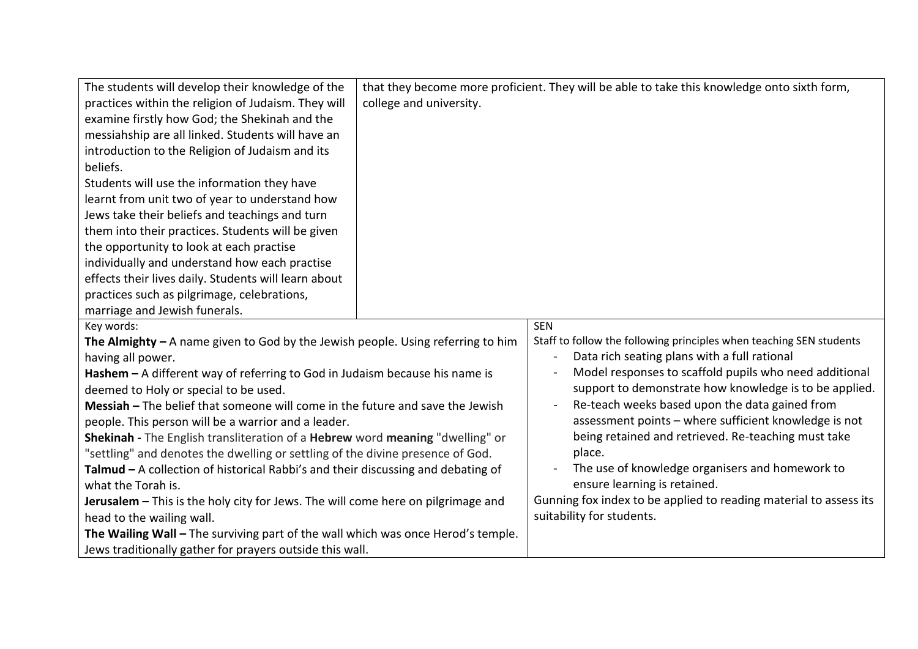| | |
|---|---|
| The students will develop their knowledge of the practices within the religion of Judaism. They will examine firstly how God; the Shekinah and the messiahship are all linked. Students will have an introduction to the Religion of Judaism and its beliefs.<br>Students will use the information they have learnt from unit two of year to understand how Jews take their beliefs and teachings and turn them into their practices. Students will be given the opportunity to look at each practise individually and understand how each practise effects their lives daily. Students will learn about practices such as pilgrimage, celebrations, marriage and Jewish funerals. | that they become more proficient. They will be able to take this knowledge onto sixth form, college and university. |

| Key words: | SEN |
|---|---|
| **The Almighty –** A name given to God by the Jewish people. Using referring to him having all power.<br>**Hashem –** A different way of referring to God in Judaism because his name is deemed to Holy or special to be used.<br>**Messiah –** The belief that someone will come in the future and save the Jewish people. This person will be a warrior and a leader.<br>**Shekinah -** The English transliteration of a **Hebrew** word **meaning** "dwelling" or "settling" and denotes the dwelling or settling of the divine presence of God.<br>**Talmud –** A collection of historical Rabbi's and their discussing and debating of what the Torah is.<br>**Jerusalem –** This is the holy city for Jews. The will come here on pilgrimage and head to the wailing wall.<br>**The Wailing Wall –** The surviving part of the wall which was once Herod's temple. Jews traditionally gather for prayers outside this wall. | Staff to follow the following principles when teaching SEN students<br>- Data rich seating plans with a full rational<br>- Model responses to scaffold pupils who need additional support to demonstrate how knowledge is to be applied.<br>- Re-teach weeks based upon the data gained from assessment points – where sufficient knowledge is not being retained and retrieved. Re-teaching must take place.<br>- The use of knowledge organisers and homework to ensure learning is retained.<br>Gunning fox index to be applied to reading material to assess its suitability for students. |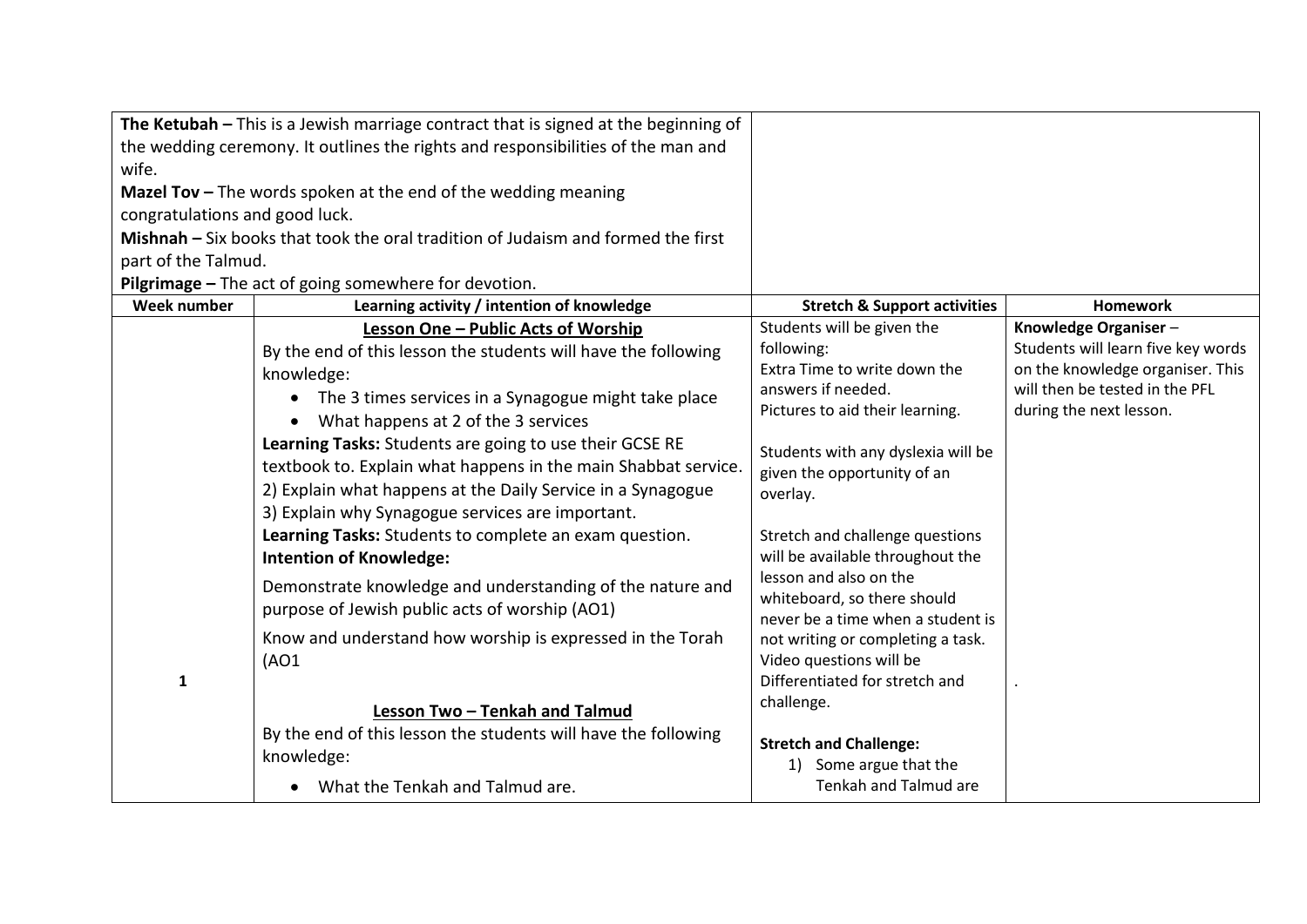| | | | |
|---|---|---|---|
| **The Ketubah –** This is a Jewish marriage contract that is signed at the beginning of the wedding ceremony. It outlines the rights and responsibilities of the man and wife.<br>**Mazel Tov –** The words spoken at the end of the wedding meaning congratulations and good luck.<br>**Mishnah –** Six books that took the oral tradition of Judaism and formed the first part of the Talmud.<br>**Pilgrimage –** The act of going somewhere for devotion. | | | |
| **Week number** | **Learning activity / intention of knowledge** | **Stretch & Support activities** | **Homework** |
| 1 | **Lesson One – Public Acts of Worship**<br>By the end of this lesson the students will have the following knowledge:<br>• The 3 times services in a Synagogue might take place<br>• What happens at 2 of the 3 services<br>**Learning Tasks:** Students are going to use their GCSE RE textbook to. Explain what happens in the main Shabbat service.<br>2) Explain what happens at the Daily Service in a Synagogue<br>3) Explain why Synagogue services are important.<br>**Learning Tasks:** Students to complete an exam question.<br>**Intention of Knowledge:**<br>Demonstrate knowledge and understanding of the nature and purpose of Jewish public acts of worship (AO1)<br>Know and understand how worship is expressed in the Torah (AO1<br><br>**Lesson Two – Tenkah and Talmud**<br>By the end of this lesson the students will have the following knowledge:<br>• What the Tenkah and Talmud are. | Students will be given the following:<br>Extra Time to write down the answers if needed.<br>Pictures to aid their learning.<br><br>Students with any dyslexia will be given the opportunity of an overlay.<br><br>Stretch and challenge questions will be available throughout the lesson and also on the whiteboard, so there should never be a time when a student is not writing or completing a task.<br>Video questions will be Differentiated for stretch and challenge.<br><br>**Stretch and Challenge:**<br>1) Some argue that the Tenkah and Talmud are | **Knowledge Organiser** – Students will learn five key words on the knowledge organiser. This will then be tested in the PFL during the next lesson.<br><br>. |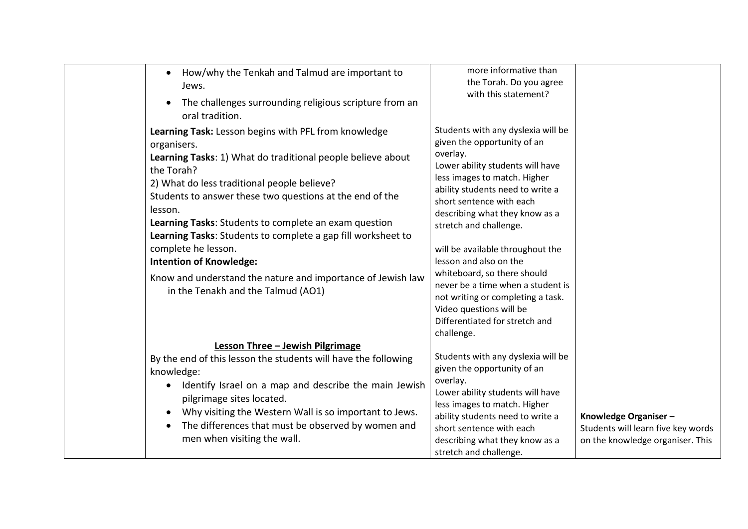| | | | |
|---|---|---|---|
| | • How/why the Tenkah and Talmud are important to Jews.<br>• The challenges surrounding religious scripture from an oral tradition.<br><br>**Learning Task:** Lesson begins with PFL from knowledge organisers.<br>**Learning Tasks**: 1) What do traditional people believe about the Torah?<br>2) What do less traditional people believe?<br>Students to answer these two questions at the end of the lesson.<br>**Learning Tasks**: Students to complete an exam question<br>**Learning Tasks**: Students to complete a gap fill worksheet to complete he lesson.<br>**Intention of Knowledge:**<br>Know and understand the nature and importance of Jewish law in the Tenakh and the Talmud (AO1)<br><br>**<u>Lesson Three – Jewish Pilgrimage</u>**<br>By the end of this lesson the students will have the following knowledge:<br>• Identify Israel on a map and describe the main Jewish pilgrimage sites located.<br>• Why visiting the Western Wall is so important to Jews.<br>• The differences that must be observed by women and men when visiting the wall. | more informative than the Torah. Do you agree with this statement?<br><br>Students with any dyslexia will be given the opportunity of an overlay.<br>Lower ability students will have less images to match. Higher ability students need to write a short sentence with each describing what they know as a stretch and challenge.<br><br>will be available throughout the lesson and also on the whiteboard, so there should never be a time when a student is not writing or completing a task.<br>Video questions will be Differentiated for stretch and challenge.<br><br>Students with any dyslexia will be given the opportunity of an overlay.<br>Lower ability students will have less images to match. Higher ability students need to write a short sentence with each describing what they know as a stretch and challenge. | **Knowledge Organiser** – Students will learn five key words on the knowledge organiser. This |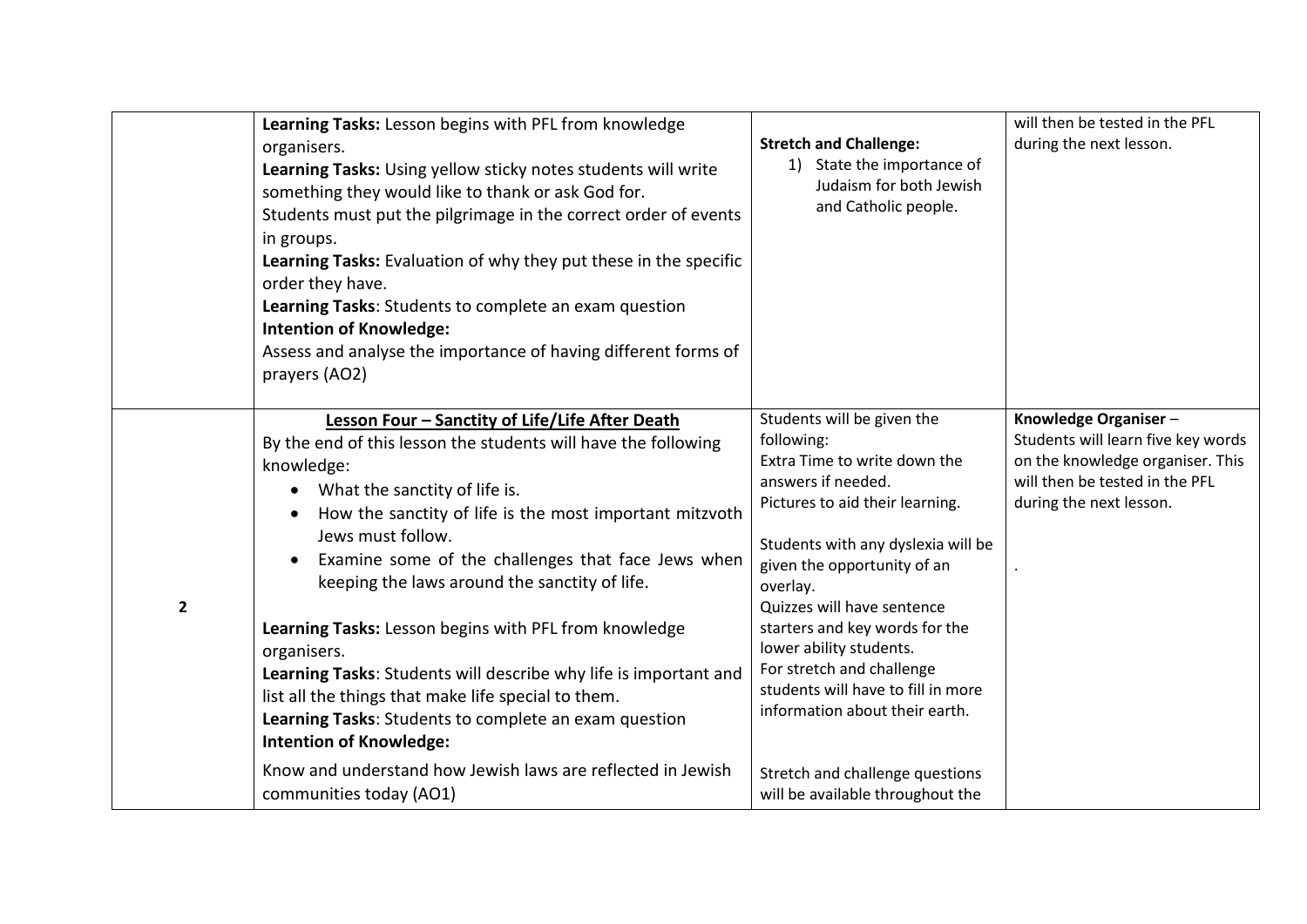| | | | |
|---|---|---|---|
| | **Learning Tasks:** Lesson begins with PFL from knowledge organisers.<br>**Learning Tasks:** Using yellow sticky notes students will write something they would like to thank or ask God for.<br>Students must put the pilgrimage in the correct order of events in groups.<br>**Learning Tasks:** Evaluation of why they put these in the specific order they have.<br>**Learning Tasks**: Students to complete an exam question<br>**Intention of Knowledge:**<br>Assess and analyse the importance of having different forms of prayers (AO2) | **Stretch and Challenge:**<br>1) State the importance of Judaism for both Jewish and Catholic people. | will then be tested in the PFL during the next lesson. |
| **2** | **Lesson Four – Sanctity of Life/Life After Death**<br>By the end of this lesson the students will have the following knowledge:<br>• What the sanctity of life is.<br>• How the sanctity of life is the most important mitzvoth Jews must follow.<br>• Examine some of the challenges that face Jews when keeping the laws around the sanctity of life.<br><br>**Learning Tasks:** Lesson begins with PFL from knowledge organisers.<br>**Learning Tasks**: Students will describe why life is important and list all the things that make life special to them.<br>**Learning Tasks**: Students to complete an exam question<br>**Intention of Knowledge:**<br>Know and understand how Jewish laws are reflected in Jewish communities today (AO1) | Students will be given the following:<br>Extra Time to write down the answers if needed.<br>Pictures to aid their learning.<br><br>Students with any dyslexia will be given the opportunity of an overlay.<br>Quizzes will have sentence starters and key words for the lower ability students.<br>For stretch and challenge students will have to fill in more information about their earth.<br><br>Stretch and challenge questions will be available throughout the | **Knowledge Organiser** – Students will learn five key words on the knowledge organiser. This will then be tested in the PFL during the next lesson.<br><br>. |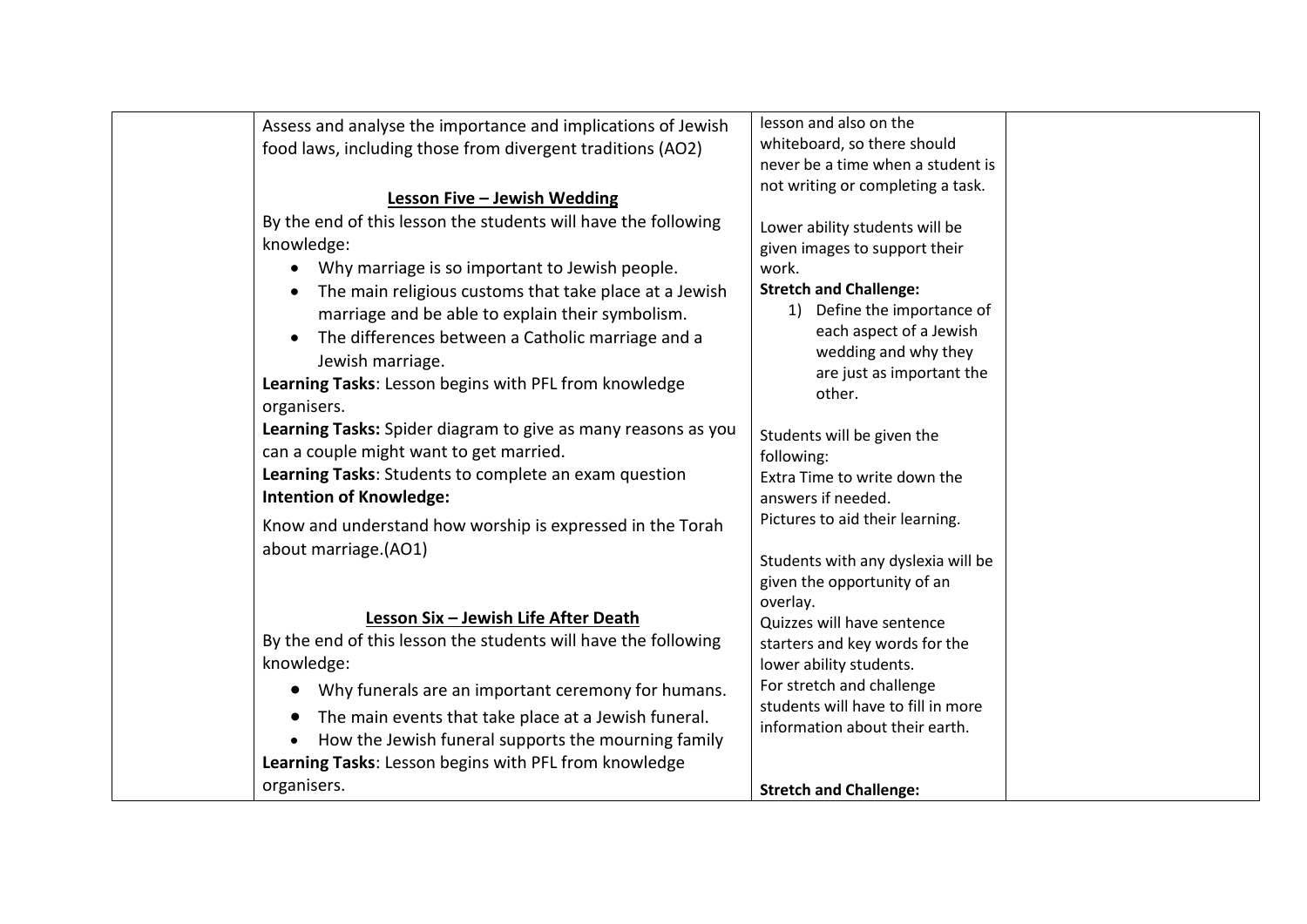| | | | |
|---|---|---|---|
| | Assess and analyse the importance and implications of Jewish food laws, including those from divergent traditions (AO2)<br><br>**Lesson Five – Jewish Wedding**<br>By the end of this lesson the students will have the following knowledge:<br>• Why marriage is so important to Jewish people.<br>• The main religious customs that take place at a Jewish marriage and be able to explain their symbolism.<br>• The differences between a Catholic marriage and a Jewish marriage.<br>**Learning Tasks**: Lesson begins with PFL from knowledge organisers.<br>**Learning Tasks:** Spider diagram to give as many reasons as you can a couple might want to get married.<br>**Learning Tasks**: Students to complete an exam question<br>**Intention of Knowledge:**<br>Know and understand how worship is expressed in the Torah about marriage.(AO1)<br><br>**Lesson Six – Jewish Life After Death**<br>By the end of this lesson the students will have the following knowledge:<br>• Why funerals are an important ceremony for humans.<br>• The main events that take place at a Jewish funeral.<br>• How the Jewish funeral supports the mourning family<br>**Learning Tasks**: Lesson begins with PFL from knowledge organisers. | lesson and also on the whiteboard, so there should never be a time when a student is not writing or completing a task.<br><br>Lower ability students will be given images to support their work.<br>**Stretch and Challenge:**<br>1) Define the importance of each aspect of a Jewish wedding and why they are just as important the other.<br><br>Students will be given the following:<br>Extra Time to write down the answers if needed.<br>Pictures to aid their learning.<br><br>Students with any dyslexia will be given the opportunity of an overlay.<br>Quizzes will have sentence starters and key words for the lower ability students.<br>For stretch and challenge students will have to fill in more information about their earth.<br><br>**Stretch and Challenge:** | |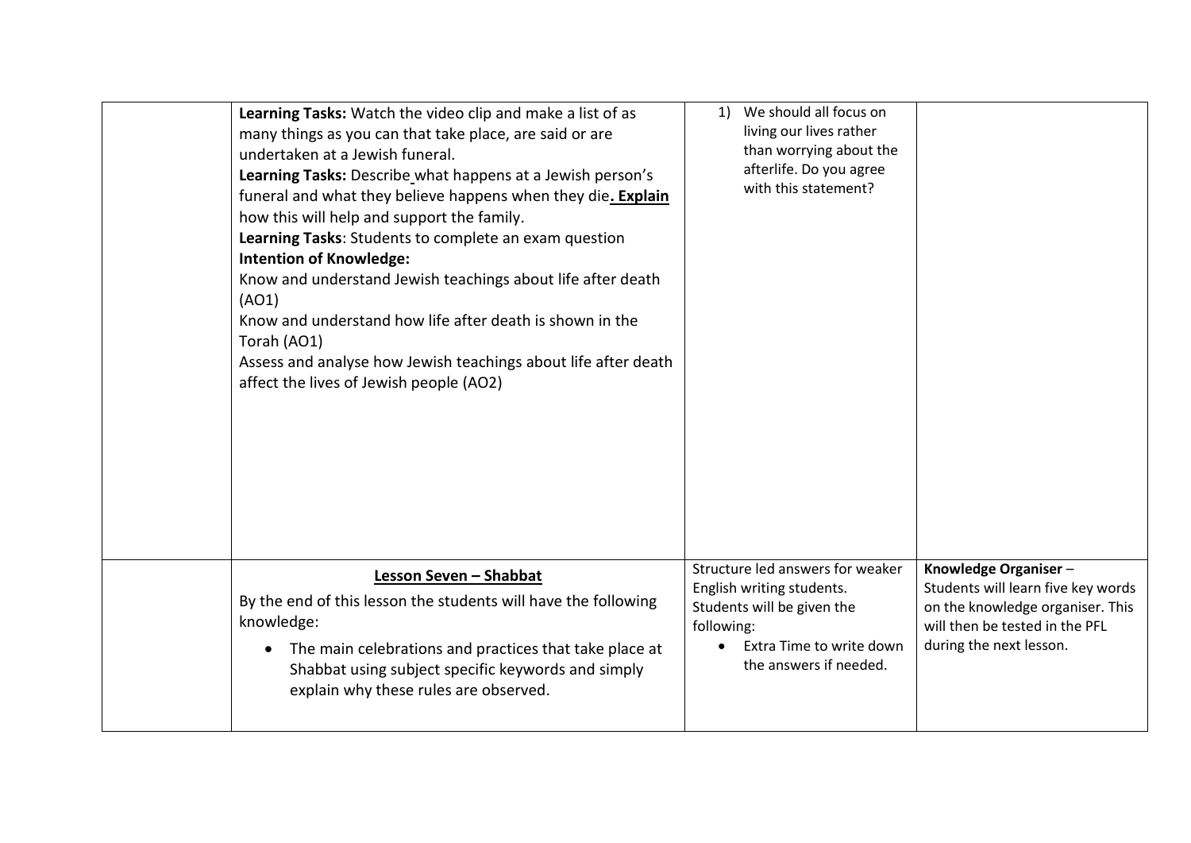| | | | |
|---|---|---|---|
| | **Learning Tasks:** Watch the video clip and make a list of as many things as you can that take place, are said or are undertaken at a Jewish funeral.<br>**Learning Tasks:** Describe what happens at a Jewish person's funeral and what they believe happens when they die**. Explain** how this will help and support the family.<br>**Learning Tasks**: Students to complete an exam question<br>**Intention of Knowledge:**<br>Know and understand Jewish teachings about life after death (AO1)<br>Know and understand how life after death is shown in the Torah (AO1)<br>Assess and analyse how Jewish teachings about life after death affect the lives of Jewish people (AO2) | 1) We should all focus on living our lives rather than worrying about the afterlife. Do you agree with this statement? | |
| | **Lesson Seven – Shabbat**<br>By the end of this lesson the students will have the following knowledge:<br>• The main celebrations and practices that take place at Shabbat using subject specific keywords and simply explain why these rules are observed. | Structure led answers for weaker English writing students. Students will be given the following:<br>• Extra Time to write down the answers if needed. | **Knowledge Organiser** – Students will learn five key words on the knowledge organiser. This will then be tested in the PFL during the next lesson. |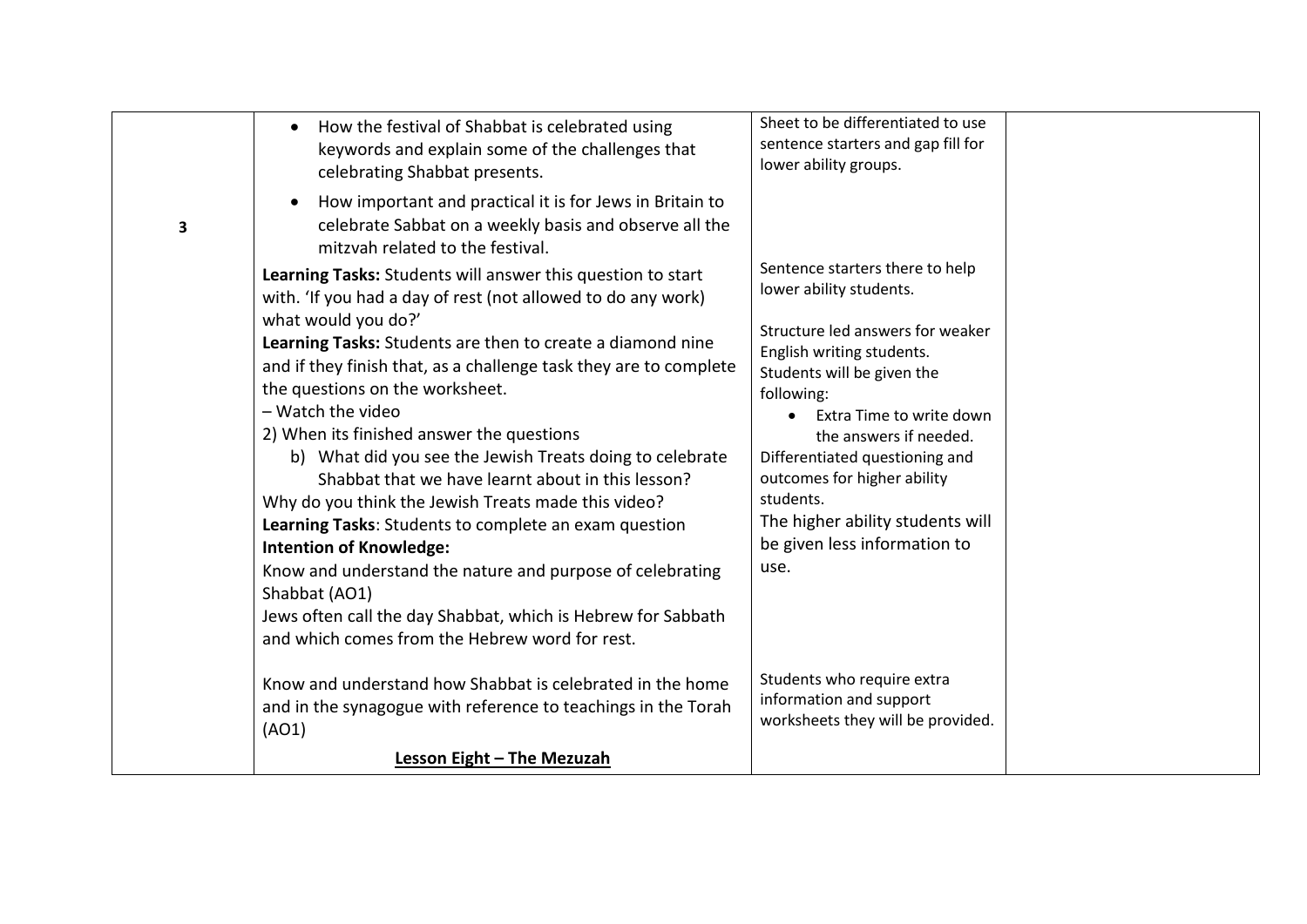| | | | |
|---|---|---|---|
| **3** | • How the festival of Shabbat is celebrated using keywords and explain some of the challenges that celebrating Shabbat presents.<br><br>• How important and practical it is for Jews in Britain to celebrate Sabbat on a weekly basis and observe all the mitzvah related to the festival.<br><br>**Learning Tasks:** Students will answer this question to start with. 'If you had a day of rest (not allowed to do any work) what would you do?'<br>**Learning Tasks:** Students are then to create a diamond nine and if they finish that, as a challenge task they are to complete the questions on the worksheet.<br>– Watch the video<br>2) When its finished answer the questions<br>b) What did you see the Jewish Treats doing to celebrate Shabbat that we have learnt about in this lesson?<br>Why do you think the Jewish Treats made this video?<br>**Learning Tasks**: Students to complete an exam question<br>**Intention of Knowledge:**<br>Know and understand the nature and purpose of celebrating Shabbat (AO1)<br>Jews often call the day Shabbat, which is Hebrew for Sabbath and which comes from the Hebrew word for rest.<br><br>Know and understand how Shabbat is celebrated in the home and in the synagogue with reference to teachings in the Torah (AO1)<br><br>**<u>Lesson Eight – The Mezuzah</u>** | Sheet to be differentiated to use sentence starters and gap fill for lower ability groups.<br><br>Sentence starters there to help lower ability students.<br><br>Structure led answers for weaker English writing students.<br>Students will be given the following:<br>• Extra Time to write down the answers if needed.<br>Differentiated questioning and outcomes for higher ability students.<br>The higher ability students will be given less information to use.<br><br>Students who require extra information and support worksheets they will be provided. | |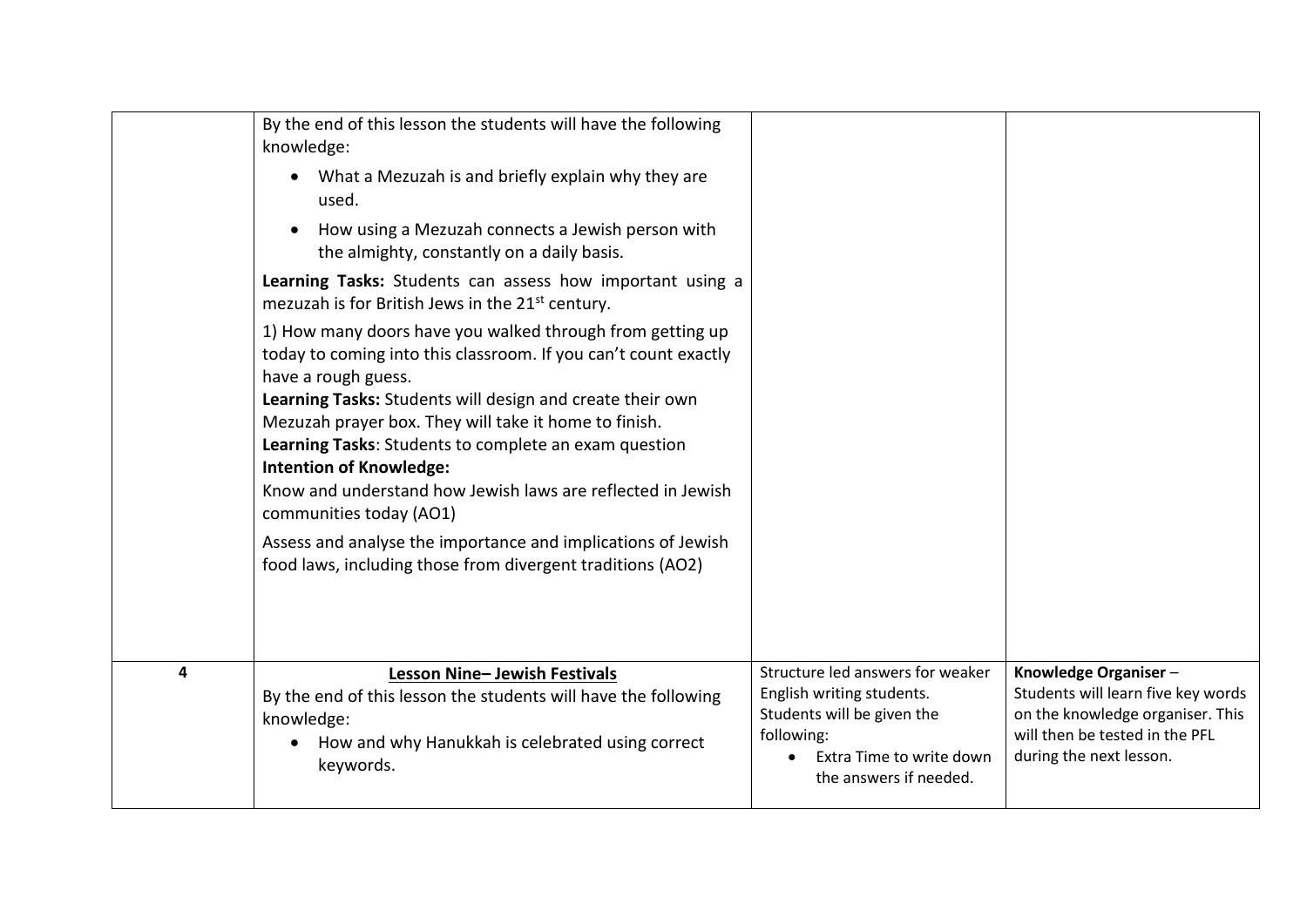| | | | |
|---|---|---|---|
| | By the end of this lesson the students will have the following knowledge:<br>• What a Mezuzah is and briefly explain why they are used.<br>• How using a Mezuzah connects a Jewish person with the almighty, constantly on a daily basis.<br>**Learning Tasks:** Students can assess how important using a mezuzah is for British Jews in the 21st century.<br>1) How many doors have you walked through from getting up today to coming into this classroom. If you can't count exactly have a rough guess.<br>**Learning Tasks:** Students will design and create their own Mezuzah prayer box. They will take it home to finish.<br>**Learning Tasks**: Students to complete an exam question<br>**Intention of Knowledge:**<br>Know and understand how Jewish laws are reflected in Jewish communities today (AO1)<br>Assess and analyse the importance and implications of Jewish food laws, including those from divergent traditions (AO2) | | |
| **4** | **<u>Lesson Nine– Jewish Festivals</u>**<br>By the end of this lesson the students will have the following knowledge:<br>• How and why Hanukkah is celebrated using correct keywords. | Structure led answers for weaker English writing students.<br>Students will be given the following:<br>• Extra Time to write down the answers if needed. | **Knowledge Organiser** – Students will learn five key words on the knowledge organiser. This will then be tested in the PFL during the next lesson. |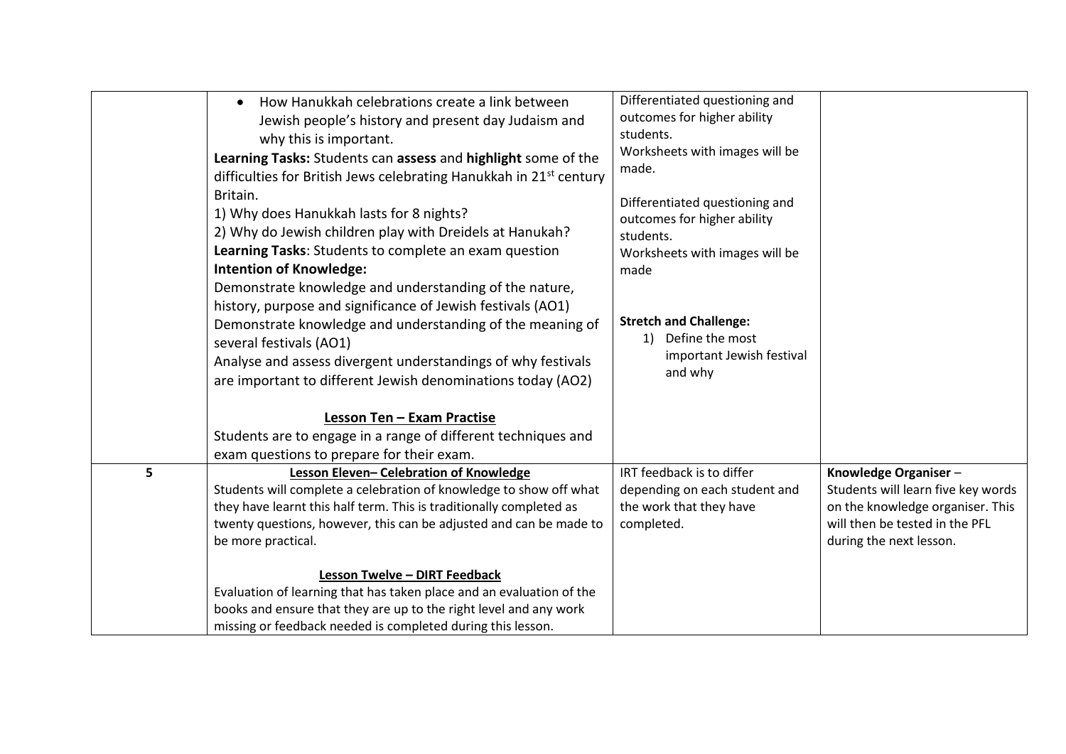| | | | |
|---|---|---|---|
| | • How Hanukkah celebrations create a link between Jewish people's history and present day Judaism and why this is important.<br>**Learning Tasks:** Students can **assess** and **highlight** some of the difficulties for British Jews celebrating Hanukkah in 21st century Britain.<br>1) Why does Hanukkah lasts for 8 nights?<br>2) Why do Jewish children play with Dreidels at Hanukah?<br>**Learning Tasks**: Students to complete an exam question<br>**Intention of Knowledge:**<br>Demonstrate knowledge and understanding of the nature, history, purpose and significance of Jewish festivals (AO1)<br>Demonstrate knowledge and understanding of the meaning of several festivals (AO1)<br>Analyse and assess divergent understandings of why festivals are important to different Jewish denominations today (AO2)<br><br>**<u>Lesson Ten – Exam Practise</u>**<br>Students are to engage in a range of different techniques and exam questions to prepare for their exam. | Differentiated questioning and outcomes for higher ability students.<br>Worksheets with images will be made.<br><br>Differentiated questioning and outcomes for higher ability students.<br>Worksheets with images will be made<br><br>**Stretch and Challenge:**<br>1) Define the most important Jewish festival and why | |
| 5 | **<u>Lesson Eleven– Celebration of Knowledge</u>**<br>Students will complete a celebration of knowledge to show off what they have learnt this half term. This is traditionally completed as twenty questions, however, this can be adjusted and can be made to be more practical.<br><br>**<u>Lesson Twelve – DIRT Feedback</u>**<br>Evaluation of learning that has taken place and an evaluation of the books and ensure that they are up to the right level and any work missing or feedback needed is completed during this lesson. | IRT feedback is to differ depending on each student and the work that they have completed. | **Knowledge Organiser** – Students will learn five key words on the knowledge organiser. This will then be tested in the PFL during the next lesson. |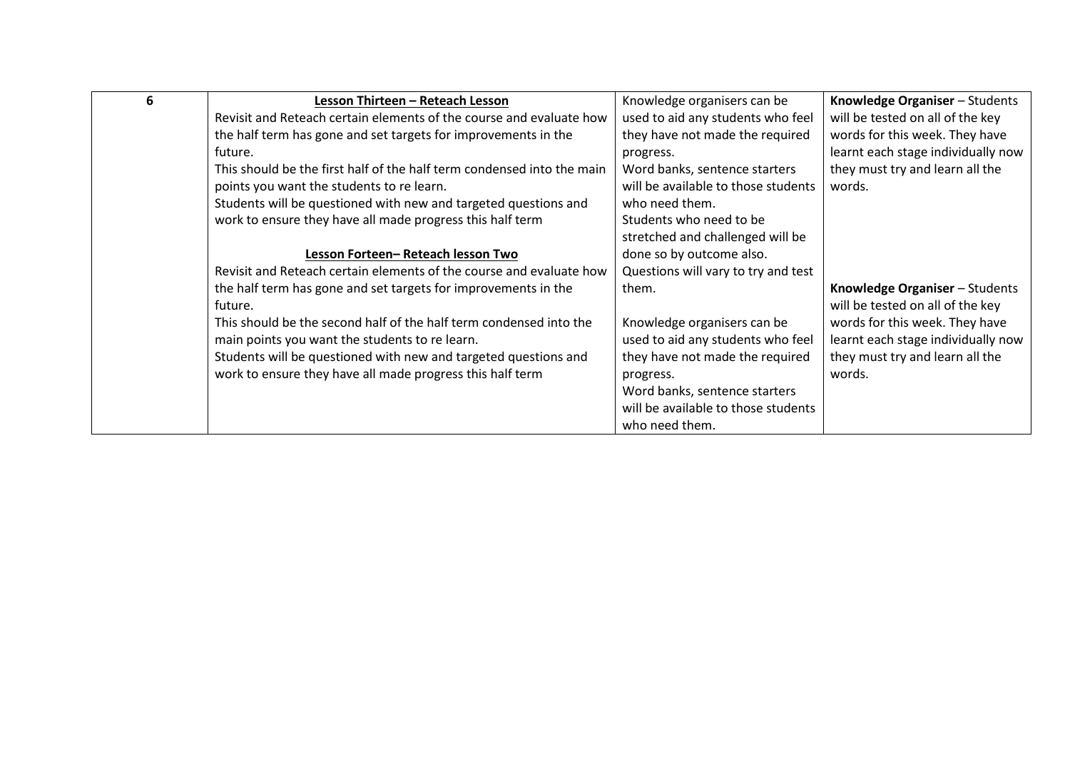| | | | |
|---|---|---|---|
| 6 | **Lesson Thirteen – Reteach Lesson**<br>Revisit and Reteach certain elements of the course and evaluate how the half term has gone and set targets for improvements in the future.<br>This should be the first half of the half term condensed into the main points you want the students to re learn.<br>Students will be questioned with new and targeted questions and work to ensure they have all made progress this half term<br><br>**Lesson Forteen– Reteach lesson Two**<br>Revisit and Reteach certain elements of the course and evaluate how the half term has gone and set targets for improvements in the future.<br>This should be the second half of the half term condensed into the main points you want the students to re learn.<br>Students will be questioned with new and targeted questions and work to ensure they have all made progress this half term | Knowledge organisers can be used to aid any students who feel they have not made the required progress.<br>Word banks, sentence starters will be available to those students who need them.<br>Students who need to be stretched and challenged will be done so by outcome also.<br>Questions will vary to try and test them.<br><br>Knowledge organisers can be used to aid any students who feel they have not made the required progress.<br>Word banks, sentence starters will be available to those students who need them. | **Knowledge Organiser** – Students will be tested on all of the key words for this week. They have learnt each stage individually now they must try and learn all the words.<br><br>**Knowledge Organiser** – Students will be tested on all of the key words for this week. They have learnt each stage individually now they must try and learn all the words. |